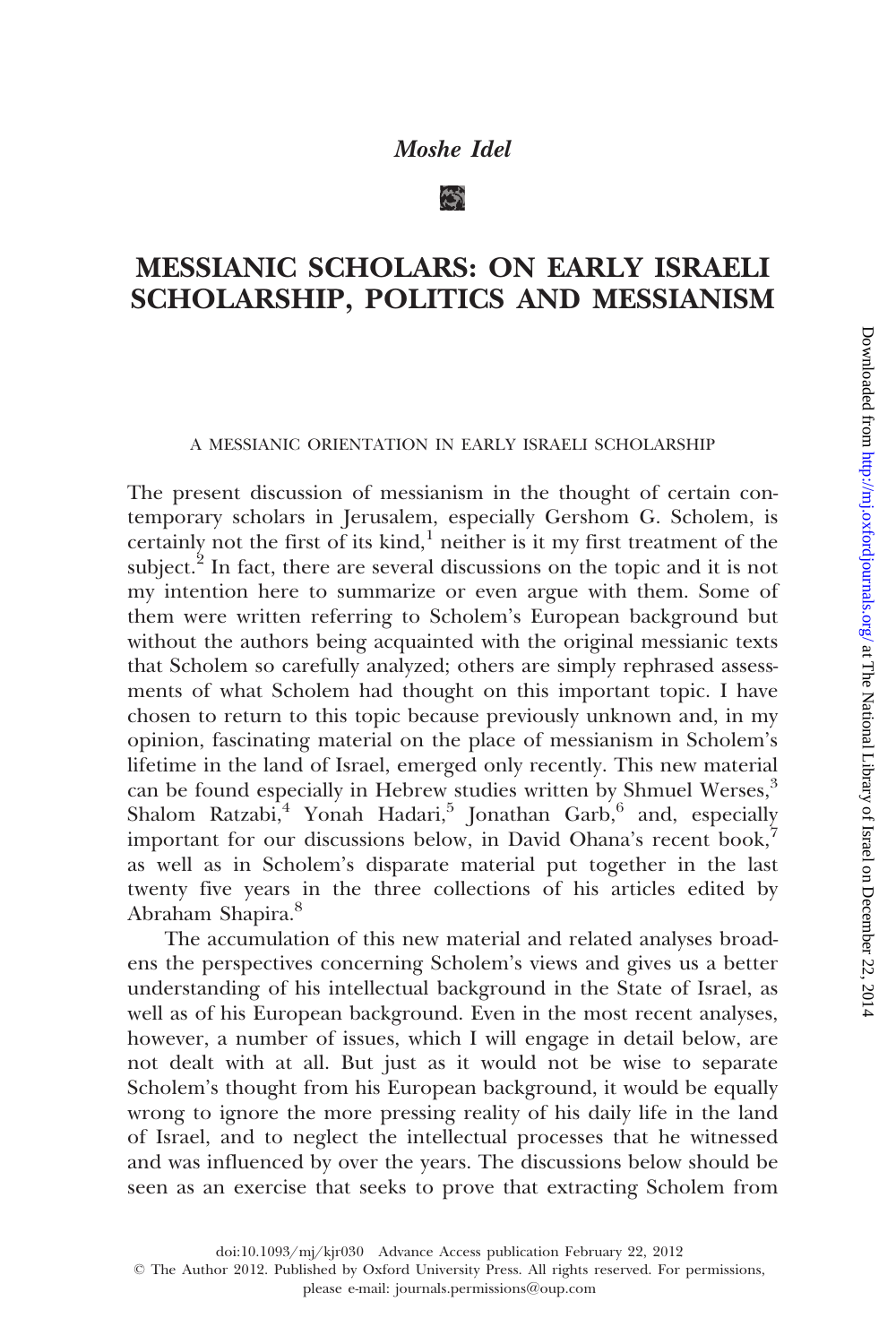*Moshe Idel*

# MESSIANIC SCHOLARS: ON EARLY ISRAELI SCHOLARSHIP, POLITICS AND MESSIANISM

## A MESSIANIC ORIENTATION IN EARLY ISRAELI SCHOLARSHIP

The present discussion of messianism in the thought of certain contemporary scholars in Jerusalem, especially Gershom G. Scholem, is certainly not the first of its kind,[1] neither is it my first treatment of the subject.[2] In fact, there are several discussions on the topic and it is not my intention here to summarize or even argue with them. Some of them were written referring to Scholem's European background but without the authors being acquainted with the original messianic texts that Scholem so carefully analyzed; others are simply rephrased assessments of what Scholem had thought on this important topic. I have chosen to return to this topic because previously unknown and, in my opinion, fascinating material on the place of messianism in Scholem's lifetime in the land of Israel, emerged only recently. This new material can be found especially in Hebrew studies written by Shmuel Werses,[3] Shalom Ratzabi,[4] Yonah Hadari,[5] Jonathan Garb,[6] and, especially important for our discussions below, in David Ohana's recent book,[7] as well as in Scholem's disparate material put together in the last twenty five years in the three collections of his articles edited by Abraham Shapira.[8]

The accumulation of this new material and related analyses broadens the perspectives concerning Scholem's views and gives us a better understanding of his intellectual background in the State of Israel, as well as of his European background. Even in the most recent analyses, however, a number of issues, which I will engage in detail below, are not dealt with at all. But just as it would not be wise to separate Scholem's thought from his European background, it would be equally wrong to ignore the more pressing reality of his daily life in the land of Israel, and to neglect the intellectual processes that he witnessed and was influenced by over the years. The discussions below should be seen as an exercise that seeks to prove that extracting Scholem from

doi:10.1093/mj/kjr030 Advance Access publication February 22, 2012

© The Author 2012. Published by Oxford University Press. All rights reserved. For permissions, please e-mail: journals.permissions@oup.com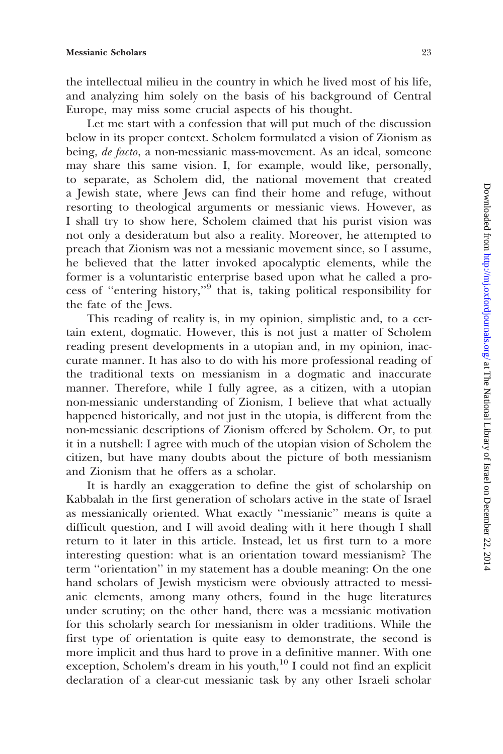the intellectual milieu in the country in which he lived most of his life, and analyzing him solely on the basis of his background of Central Europe, may miss some crucial aspects of his thought.

Let me start with a confession that will put much of the discussion below in its proper context. Scholem formulated a vision of Zionism as being, *de facto*, a non-messianic mass-movement. As an ideal, someone may share this same vision. I, for example, would like, personally, to separate, as Scholem did, the national movement that created a Jewish state, where Jews can find their home and refuge, without resorting to theological arguments or messianic views. However, as I shall try to show here, Scholem claimed that his purist vision was not only a desideratum but also a reality. Moreover, he attempted to preach that Zionism was not a messianic movement since, so I assume, he believed that the latter invoked apocalyptic elements, while the former is a voluntaristic enterprise based upon what he called a process of ''entering history,''[9] that is, taking political responsibility for the fate of the Jews.

This reading of reality is, in my opinion, simplistic and, to a certain extent, dogmatic. However, this is not just a matter of Scholem reading present developments in a utopian and, in my opinion, inaccurate manner. It has also to do with his more professional reading of the traditional texts on messianism in a dogmatic and inaccurate manner. Therefore, while I fully agree, as a citizen, with a utopian non-messianic understanding of Zionism, I believe that what actually happened historically, and not just in the utopia, is different from the non-messianic descriptions of Zionism offered by Scholem. Or, to put it in a nutshell: I agree with much of the utopian vision of Scholem the citizen, but have many doubts about the picture of both messianism and Zionism that he offers as a scholar.

It is hardly an exaggeration to define the gist of scholarship on Kabbalah in the first generation of scholars active in the state of Israel as messianically oriented. What exactly ''messianic'' means is quite a difficult question, and I will avoid dealing with it here though I shall return to it later in this article. Instead, let us first turn to a more interesting question: what is an orientation toward messianism? The term ''orientation'' in my statement has a double meaning: On the one hand scholars of Jewish mysticism were obviously attracted to messianic elements, among many others, found in the huge literatures under scrutiny; on the other hand, there was a messianic motivation for this scholarly search for messianism in older traditions. While the first type of orientation is quite easy to demonstrate, the second is more implicit and thus hard to prove in a definitive manner. With one exception, Scholem's dream in his youth,[10] I could not find an explicit declaration of a clear-cut messianic task by any other Israeli scholar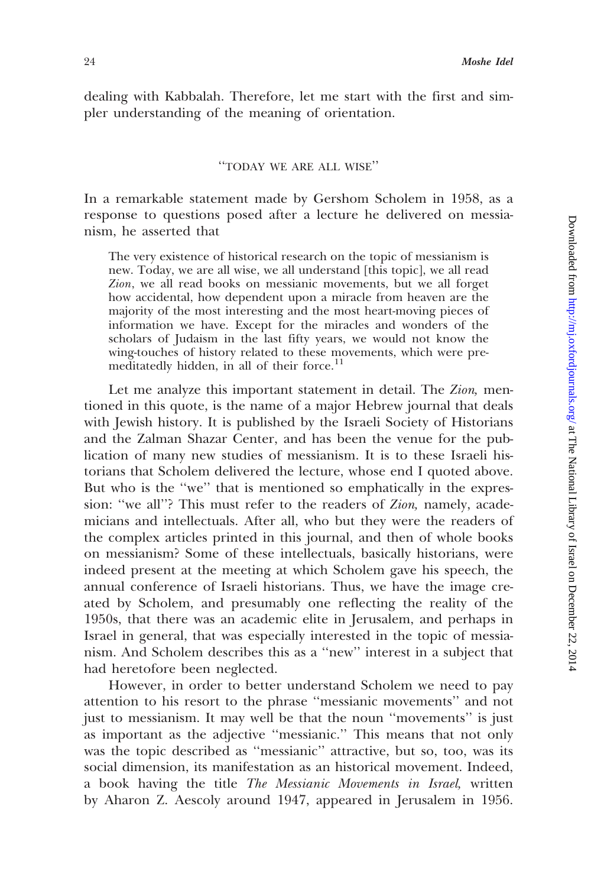dealing with Kabbalah. Therefore, let me start with the first and simpler understanding of the meaning of orientation.

## "TODAY WE ARE ALL WISE"

In a remarkable statement made by Gershom Scholem in 1958, as a response to questions posed after a lecture he delivered on messianism, he asserted that

> The very existence of historical research on the topic of messianism is new. Today, we are all wise, we all understand [this topic], we all read *Zion*, we all read books on messianic movements, but we all forget how accidental, how dependent upon a miracle from heaven are the majority of the most interesting and the most heart-moving pieces of information we have. Except for the miracles and wonders of the scholars of Judaism in the last fifty years, we would not know the wing-touches of history related to these movements, which were premeditatedly hidden, in all of their force.[11]

Let me analyze this important statement in detail. The *Zion,* mentioned in this quote, is the name of a major Hebrew journal that deals with Jewish history. It is published by the Israeli Society of Historians and the Zalman Shazar Center, and has been the venue for the publication of many new studies of messianism. It is to these Israeli historians that Scholem delivered the lecture, whose end I quoted above. But who is the "we" that is mentioned so emphatically in the expression: "we all"? This must refer to the readers of *Zion,* namely, academicians and intellectuals. After all, who but they were the readers of the complex articles printed in this journal, and then of whole books on messianism? Some of these intellectuals, basically historians, were indeed present at the meeting at which Scholem gave his speech, the annual conference of Israeli historians. Thus, we have the image created by Scholem, and presumably one reflecting the reality of the 1950s, that there was an academic elite in Jerusalem, and perhaps in Israel in general, that was especially interested in the topic of messianism. And Scholem describes this as a "new" interest in a subject that had heretofore been neglected.

However, in order to better understand Scholem we need to pay attention to his resort to the phrase "messianic movements" and not just to messianism. It may well be that the noun "movements" is just as important as the adjective "messianic." This means that not only was the topic described as "messianic" attractive, but so, too, was its social dimension, its manifestation as an historical movement. Indeed, a book having the title *The Messianic Movements in Israel,* written by Aharon Z. Aescoly around 1947, appeared in Jerusalem in 1956.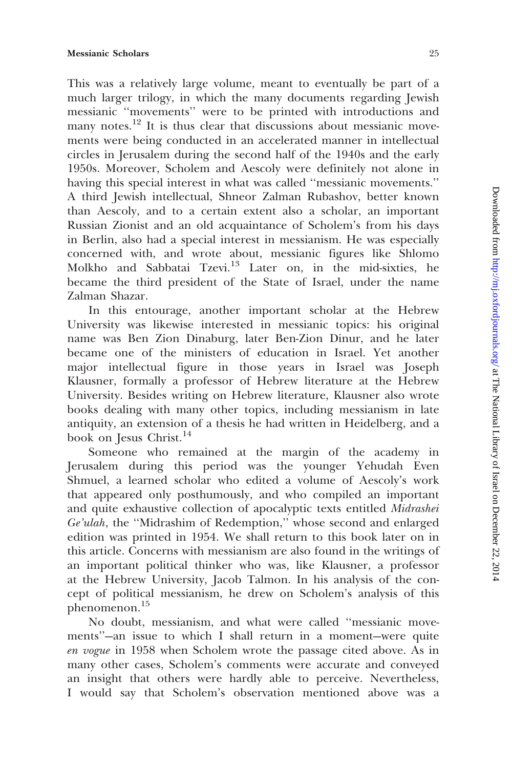This was a relatively large volume, meant to eventually be part of a much larger trilogy, in which the many documents regarding Jewish messianic ''movements'' were to be printed with introductions and many notes.[12] It is thus clear that discussions about messianic movements were being conducted in an accelerated manner in intellectual circles in Jerusalem during the second half of the 1940s and the early 1950s. Moreover, Scholem and Aescoly were definitely not alone in having this special interest in what was called ''messianic movements.'' A third Jewish intellectual, Shneor Zalman Rubashov, better known than Aescoly, and to a certain extent also a scholar, an important Russian Zionist and an old acquaintance of Scholem's from his days in Berlin, also had a special interest in messianism. He was especially concerned with, and wrote about, messianic figures like Shlomo Molkho and Sabbatai Tzevi.[13] Later on, in the mid-sixties, he became the third president of the State of Israel, under the name Zalman Shazar.

In this entourage, another important scholar at the Hebrew University was likewise interested in messianic topics: his original name was Ben Zion Dinaburg, later Ben-Zion Dinur, and he later became one of the ministers of education in Israel. Yet another major intellectual figure in those years in Israel was Joseph Klausner, formally a professor of Hebrew literature at the Hebrew University. Besides writing on Hebrew literature, Klausner also wrote books dealing with many other topics, including messianism in late antiquity, an extension of a thesis he had written in Heidelberg, and a book on Jesus Christ.[14]

Someone who remained at the margin of the academy in Jerusalem during this period was the younger Yehudah Even Shmuel, a learned scholar who edited a volume of Aescoly's work that appeared only posthumously, and who compiled an important and quite exhaustive collection of apocalyptic texts entitled *Midrashei Ge'ulah*, the ''Midrashim of Redemption,'' whose second and enlarged edition was printed in 1954. We shall return to this book later on in this article. Concerns with messianism are also found in the writings of an important political thinker who was, like Klausner, a professor at the Hebrew University, Jacob Talmon. In his analysis of the concept of political messianism, he drew on Scholem's analysis of this phenomenon.[15]

No doubt, messianism, and what were called ''messianic movements''—an issue to which I shall return in a moment—were quite *en vogue* in 1958 when Scholem wrote the passage cited above. As in many other cases, Scholem's comments were accurate and conveyed an insight that others were hardly able to perceive. Nevertheless, I would say that Scholem's observation mentioned above was a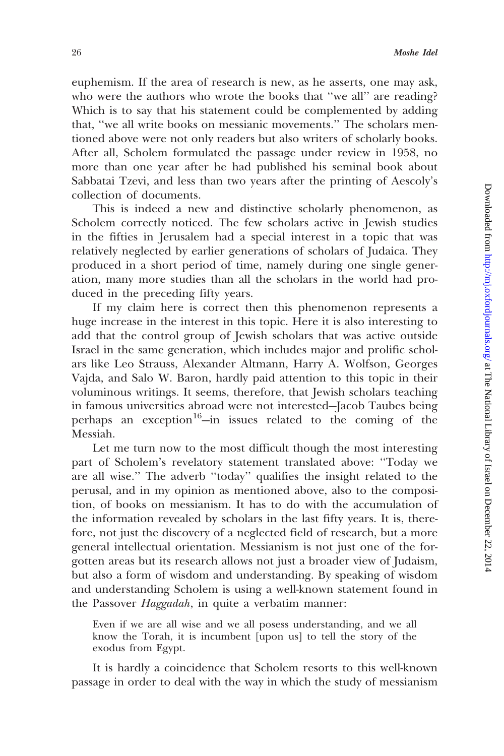euphemism. If the area of research is new, as he asserts, one may ask, who were the authors who wrote the books that ''we all'' are reading? Which is to say that his statement could be complemented by adding that, ''we all write books on messianic movements.'' The scholars mentioned above were not only readers but also writers of scholarly books. After all, Scholem formulated the passage under review in 1958, no more than one year after he had published his seminal book about Sabbatai Tzevi, and less than two years after the printing of Aescoly's collection of documents.

This is indeed a new and distinctive scholarly phenomenon, as Scholem correctly noticed. The few scholars active in Jewish studies in the fifties in Jerusalem had a special interest in a topic that was relatively neglected by earlier generations of scholars of Judaica. They produced in a short period of time, namely during one single generation, many more studies than all the scholars in the world had produced in the preceding fifty years.

If my claim here is correct then this phenomenon represents a huge increase in the interest in this topic. Here it is also interesting to add that the control group of Jewish scholars that was active outside Israel in the same generation, which includes major and prolific scholars like Leo Strauss, Alexander Altmann, Harry A. Wolfson, Georges Vajda, and Salo W. Baron, hardly paid attention to this topic in their voluminous writings. It seems, therefore, that Jewish scholars teaching in famous universities abroad were not interested—Jacob Taubes being perhaps an exception[16]—in issues related to the coming of the Messiah.

Let me turn now to the most difficult though the most interesting part of Scholem's revelatory statement translated above: ''Today we are all wise.'' The adverb ''today'' qualifies the insight related to the perusal, and in my opinion as mentioned above, also to the composition, of books on messianism. It has to do with the accumulation of the information revealed by scholars in the last fifty years. It is, therefore, not just the discovery of a neglected field of research, but a more general intellectual orientation. Messianism is not just one of the forgotten areas but its research allows not just a broader view of Judaism, but also a form of wisdom and understanding. By speaking of wisdom and understanding Scholem is using a well-known statement found in the Passover *Haggadah*, in quite a verbatim manner:

> Even if we are all wise and we all posess understanding, and we all know the Torah, it is incumbent [upon us] to tell the story of the exodus from Egypt.

It is hardly a coincidence that Scholem resorts to this well-known passage in order to deal with the way in which the study of messianism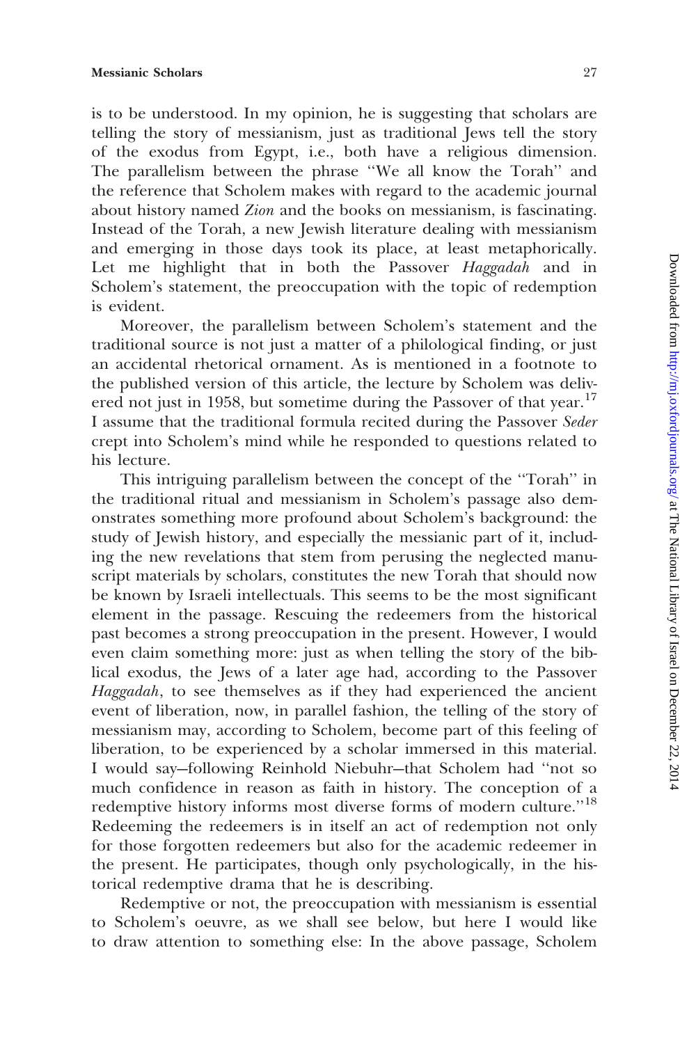is to be understood. In my opinion, he is suggesting that scholars are telling the story of messianism, just as traditional Jews tell the story of the exodus from Egypt, i.e., both have a religious dimension. The parallelism between the phrase ''We all know the Torah'' and the reference that Scholem makes with regard to the academic journal about history named *Zion* and the books on messianism, is fascinating. Instead of the Torah, a new Jewish literature dealing with messianism and emerging in those days took its place, at least metaphorically. Let me highlight that in both the Passover *Haggadah* and in Scholem's statement, the preoccupation with the topic of redemption is evident.

Moreover, the parallelism between Scholem's statement and the traditional source is not just a matter of a philological finding, or just an accidental rhetorical ornament. As is mentioned in a footnote to the published version of this article, the lecture by Scholem was delivered not just in 1958, but sometime during the Passover of that year.[17] I assume that the traditional formula recited during the Passover *Seder* crept into Scholem's mind while he responded to questions related to his lecture.

This intriguing parallelism between the concept of the ''Torah'' in the traditional ritual and messianism in Scholem's passage also demonstrates something more profound about Scholem's background: the study of Jewish history, and especially the messianic part of it, including the new revelations that stem from perusing the neglected manuscript materials by scholars, constitutes the new Torah that should now be known by Israeli intellectuals. This seems to be the most significant element in the passage. Rescuing the redeemers from the historical past becomes a strong preoccupation in the present. However, I would even claim something more: just as when telling the story of the biblical exodus, the Jews of a later age had, according to the Passover *Haggadah*, to see themselves as if they had experienced the ancient event of liberation, now, in parallel fashion, the telling of the story of messianism may, according to Scholem, become part of this feeling of liberation, to be experienced by a scholar immersed in this material. I would say—following Reinhold Niebuhr—that Scholem had ''not so much confidence in reason as faith in history. The conception of a redemptive history informs most diverse forms of modern culture.''[18] Redeeming the redeemers is in itself an act of redemption not only for those forgotten redeemers but also for the academic redeemer in the present. He participates, though only psychologically, in the historical redemptive drama that he is describing.

Redemptive or not, the preoccupation with messianism is essential to Scholem's oeuvre, as we shall see below, but here I would like to draw attention to something else: In the above passage, Scholem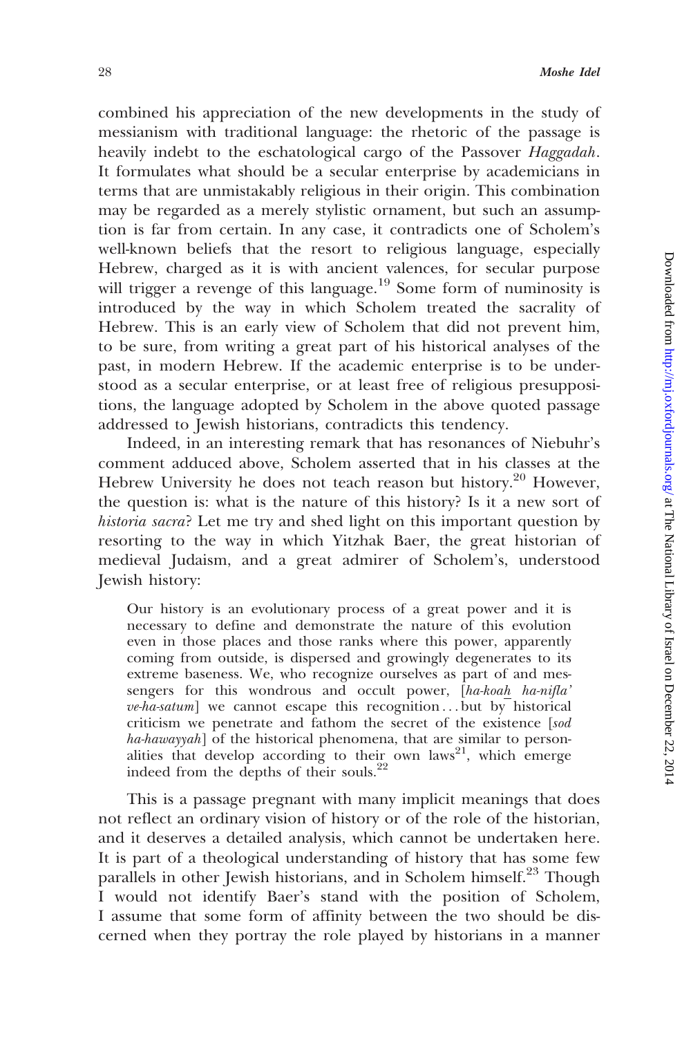combined his appreciation of the new developments in the study of messianism with traditional language: the rhetoric of the passage is heavily indebt to the eschatological cargo of the Passover *Haggadah*. It formulates what should be a secular enterprise by academicians in terms that are unmistakably religious in their origin. This combination may be regarded as a merely stylistic ornament, but such an assumption is far from certain. In any case, it contradicts one of Scholem's well-known beliefs that the resort to religious language, especially Hebrew, charged as it is with ancient valences, for secular purpose will trigger a revenge of this language.[19] Some form of numinosity is introduced by the way in which Scholem treated the sacrality of Hebrew. This is an early view of Scholem that did not prevent him, to be sure, from writing a great part of his historical analyses of the past, in modern Hebrew. If the academic enterprise is to be understood as a secular enterprise, or at least free of religious presuppositions, the language adopted by Scholem in the above quoted passage addressed to Jewish historians, contradicts this tendency.

Indeed, in an interesting remark that has resonances of Niebuhr's comment adduced above, Scholem asserted that in his classes at the Hebrew University he does not teach reason but history.[20] However, the question is: what is the nature of this history? Is it a new sort of *historia sacra*? Let me try and shed light on this important question by resorting to the way in which Yitzhak Baer, the great historian of medieval Judaism, and a great admirer of Scholem's, understood Jewish history:

> Our history is an evolutionary process of a great power and it is necessary to define and demonstrate the nature of this evolution even in those places and those ranks where this power, apparently coming from outside, is dispersed and growingly degenerates to its extreme baseness. We, who recognize ourselves as part of and messengers for this wondrous and occult power, [*ha-koaḥ ha-nifla' ve-ha-satum*] we cannot escape this recognition ... but by historical criticism we penetrate and fathom the secret of the existence [*sod ha-hawayyah*] of the historical phenomena, that are similar to personalities that develop according to their own laws[21], which emerge indeed from the depths of their souls.[22]

This is a passage pregnant with many implicit meanings that does not reflect an ordinary vision of history or of the role of the historian, and it deserves a detailed analysis, which cannot be undertaken here. It is part of a theological understanding of history that has some few parallels in other Jewish historians, and in Scholem himself.[23] Though I would not identify Baer's stand with the position of Scholem, I assume that some form of affinity between the two should be discerned when they portray the role played by historians in a manner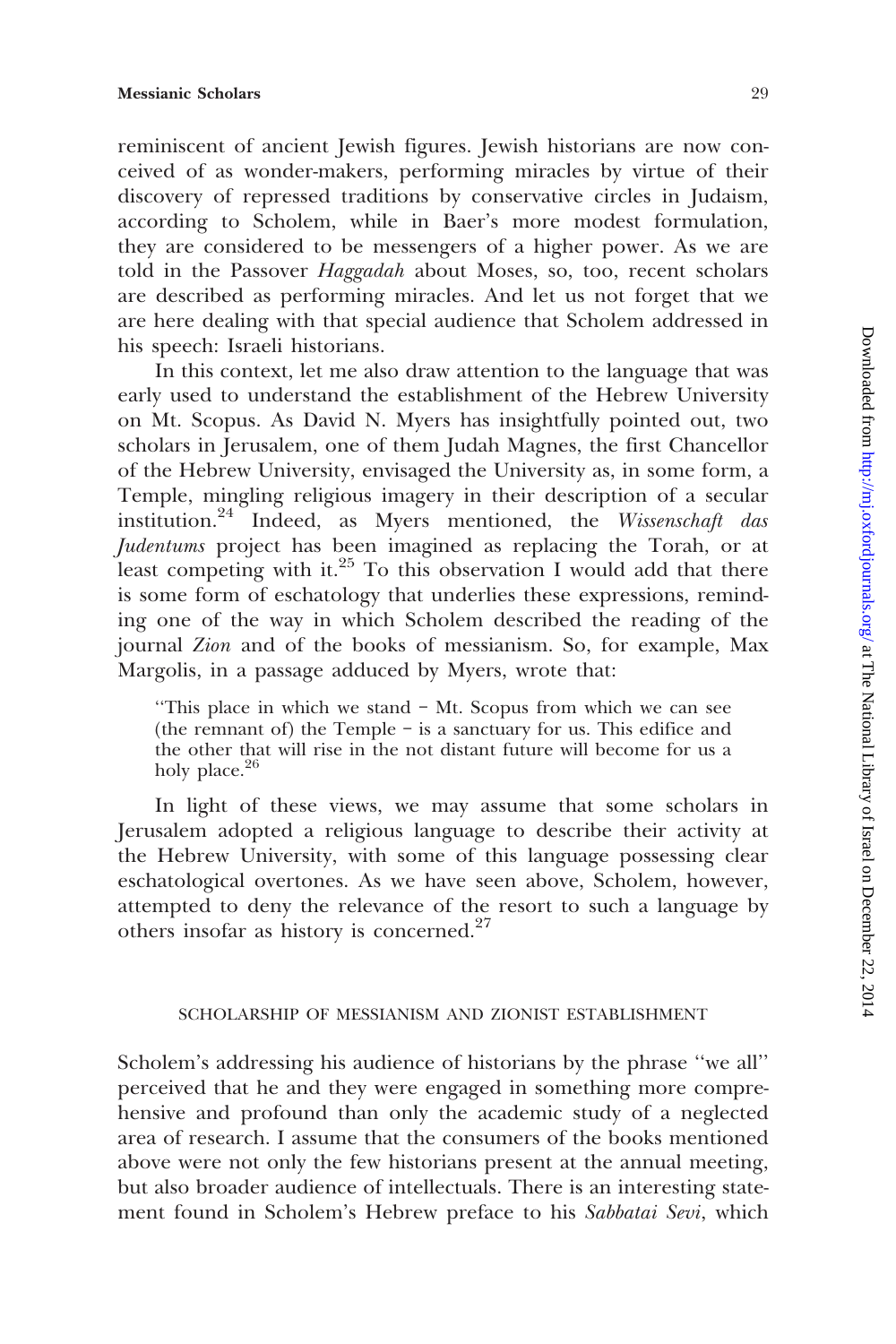reminiscent of ancient Jewish figures. Jewish historians are now conceived of as wonder-makers, performing miracles by virtue of their discovery of repressed traditions by conservative circles in Judaism, according to Scholem, while in Baer's more modest formulation, they are considered to be messengers of a higher power. As we are told in the Passover *Haggadah* about Moses, so, too, recent scholars are described as performing miracles. And let us not forget that we are here dealing with that special audience that Scholem addressed in his speech: Israeli historians.

In this context, let me also draw attention to the language that was early used to understand the establishment of the Hebrew University on Mt. Scopus. As David N. Myers has insightfully pointed out, two scholars in Jerusalem, one of them Judah Magnes, the first Chancellor of the Hebrew University, envisaged the University as, in some form, a Temple, mingling religious imagery in their description of a secular institution.[24] Indeed, as Myers mentioned, the *Wissenschaft das Judentums* project has been imagined as replacing the Torah, or at least competing with it.[25] To this observation I would add that there is some form of eschatology that underlies these expressions, reminding one of the way in which Scholem described the reading of the journal *Zion* and of the books of messianism. So, for example, Max Margolis, in a passage adduced by Myers, wrote that:

> ''This place in which we stand – Mt. Scopus from which we can see (the remnant of) the Temple – is a sanctuary for us. This edifice and the other that will rise in the not distant future will become for us a holy place.[26]

In light of these views, we may assume that some scholars in Jerusalem adopted a religious language to describe their activity at the Hebrew University, with some of this language possessing clear eschatological overtones. As we have seen above, Scholem, however, attempted to deny the relevance of the resort to such a language by others insofar as history is concerned.[27]

## SCHOLARSHIP OF MESSIANISM AND ZIONIST ESTABLISHMENT

Scholem's addressing his audience of historians by the phrase ''we all'' perceived that he and they were engaged in something more comprehensive and profound than only the academic study of a neglected area of research. I assume that the consumers of the books mentioned above were not only the few historians present at the annual meeting, but also broader audience of intellectuals. There is an interesting statement found in Scholem's Hebrew preface to his *Sabbatai Sevi*, which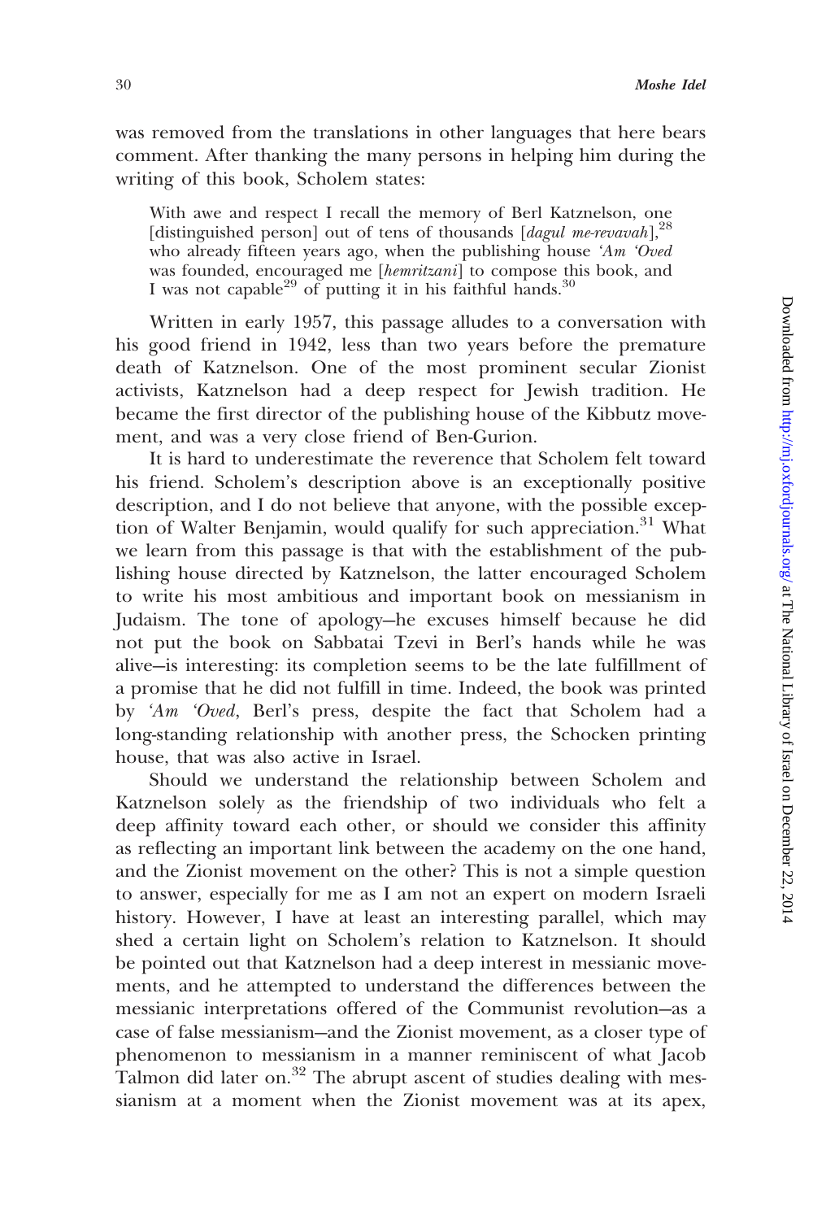was removed from the translations in other languages that here bears comment. After thanking the many persons in helping him during the writing of this book, Scholem states:

> With awe and respect I recall the memory of Berl Katznelson, one [distinguished person] out of tens of thousands [*dagul me-revavah*],[28] who already fifteen years ago, when the publishing house *'Am 'Oved* was founded, encouraged me [*hemritzani*] to compose this book, and I was not capable[29] of putting it in his faithful hands.[30]

Written in early 1957, this passage alludes to a conversation with his good friend in 1942, less than two years before the premature death of Katznelson. One of the most prominent secular Zionist activists, Katznelson had a deep respect for Jewish tradition. He became the first director of the publishing house of the Kibbutz movement, and was a very close friend of Ben-Gurion.

It is hard to underestimate the reverence that Scholem felt toward his friend. Scholem's description above is an exceptionally positive description, and I do not believe that anyone, with the possible exception of Walter Benjamin, would qualify for such appreciation.[31] What we learn from this passage is that with the establishment of the publishing house directed by Katznelson, the latter encouraged Scholem to write his most ambitious and important book on messianism in Judaism. The tone of apology—he excuses himself because he did not put the book on Sabbatai Tzevi in Berl's hands while he was alive—is interesting: its completion seems to be the late fulfillment of a promise that he did not fulfill in time. Indeed, the book was printed by *'Am 'Oved*, Berl's press, despite the fact that Scholem had a long-standing relationship with another press, the Schocken printing house, that was also active in Israel.

Should we understand the relationship between Scholem and Katznelson solely as the friendship of two individuals who felt a deep affinity toward each other, or should we consider this affinity as reflecting an important link between the academy on the one hand, and the Zionist movement on the other? This is not a simple question to answer, especially for me as I am not an expert on modern Israeli history. However, I have at least an interesting parallel, which may shed a certain light on Scholem's relation to Katznelson. It should be pointed out that Katznelson had a deep interest in messianic movements, and he attempted to understand the differences between the messianic interpretations offered of the Communist revolution—as a case of false messianism—and the Zionist movement, as a closer type of phenomenon to messianism in a manner reminiscent of what Jacob Talmon did later on.[32] The abrupt ascent of studies dealing with messianism at a moment when the Zionist movement was at its apex,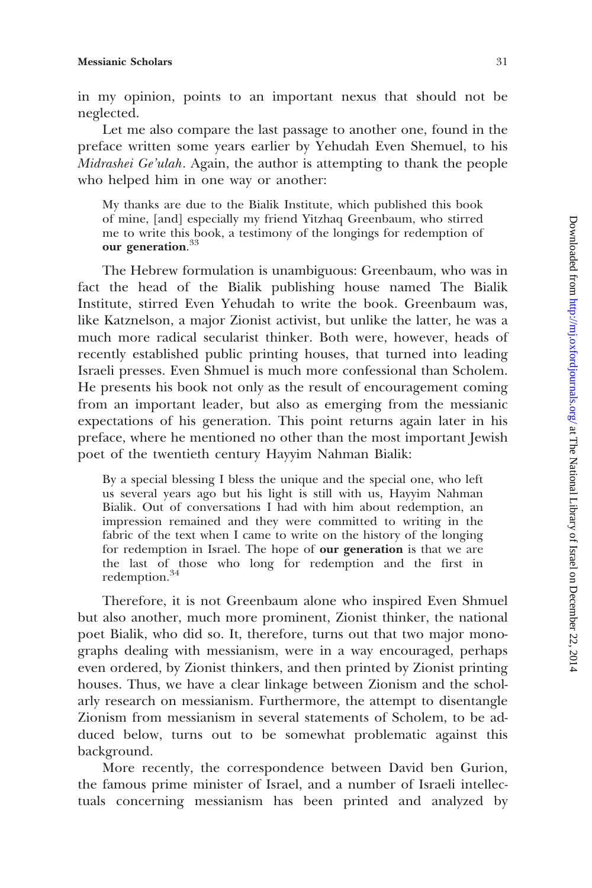in my opinion, points to an important nexus that should not be neglected.

Let me also compare the last passage to another one, found in the preface written some years earlier by Yehudah Even Shemuel, to his *Midrashei Ge'ulah*. Again, the author is attempting to thank the people who helped him in one way or another:

> My thanks are due to the Bialik Institute, which published this book of mine, [and] especially my friend Yitzhaq Greenbaum, who stirred me to write this book, a testimony of the longings for redemption of **our generation**.[33]

The Hebrew formulation is unambiguous: Greenbaum, who was in fact the head of the Bialik publishing house named The Bialik Institute, stirred Even Yehudah to write the book. Greenbaum was, like Katznelson, a major Zionist activist, but unlike the latter, he was a much more radical secularist thinker. Both were, however, heads of recently established public printing houses, that turned into leading Israeli presses. Even Shmuel is much more confessional than Scholem. He presents his book not only as the result of encouragement coming from an important leader, but also as emerging from the messianic expectations of his generation. This point returns again later in his preface, where he mentioned no other than the most important Jewish poet of the twentieth century Hayyim Nahman Bialik:

> By a special blessing I bless the unique and the special one, who left us several years ago but his light is still with us, Hayyim Nahman Bialik. Out of conversations I had with him about redemption, an impression remained and they were committed to writing in the fabric of the text when I came to write on the history of the longing for redemption in Israel. The hope of **our generation** is that we are the last of those who long for redemption and the first in redemption.[34]

Therefore, it is not Greenbaum alone who inspired Even Shmuel but also another, much more prominent, Zionist thinker, the national poet Bialik, who did so. It, therefore, turns out that two major monographs dealing with messianism, were in a way encouraged, perhaps even ordered, by Zionist thinkers, and then printed by Zionist printing houses. Thus, we have a clear linkage between Zionism and the scholarly research on messianism. Furthermore, the attempt to disentangle Zionism from messianism in several statements of Scholem, to be adduced below, turns out to be somewhat problematic against this background.

More recently, the correspondence between David ben Gurion, the famous prime minister of Israel, and a number of Israeli intellectuals concerning messianism has been printed and analyzed by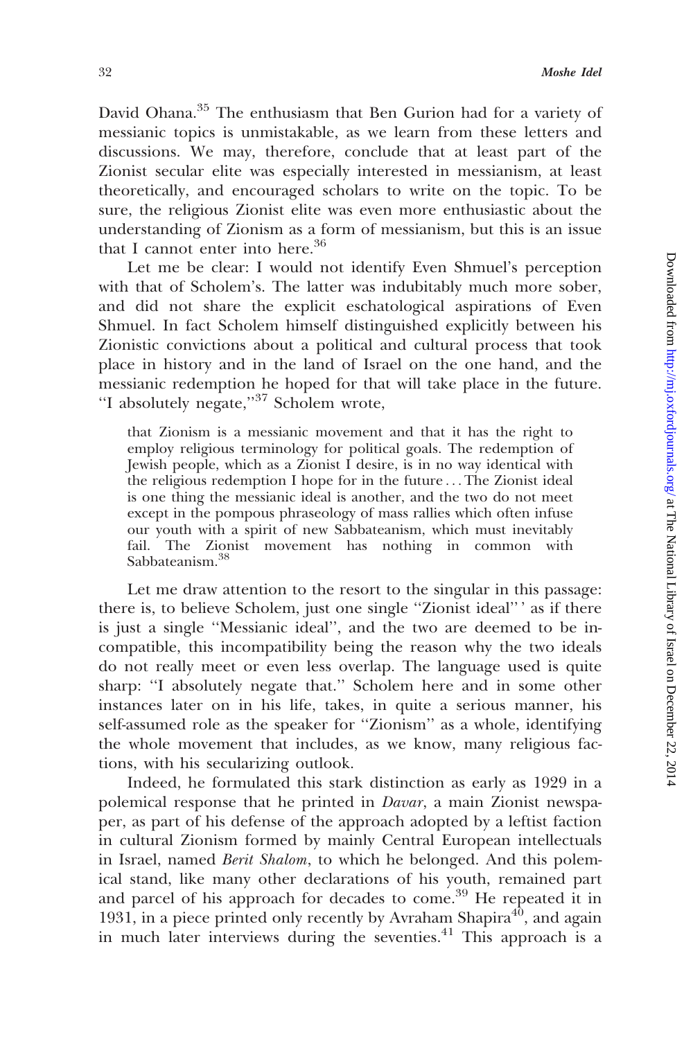David Ohana.[35] The enthusiasm that Ben Gurion had for a variety of messianic topics is unmistakable, as we learn from these letters and discussions. We may, therefore, conclude that at least part of the Zionist secular elite was especially interested in messianism, at least theoretically, and encouraged scholars to write on the topic. To be sure, the religious Zionist elite was even more enthusiastic about the understanding of Zionism as a form of messianism, but this is an issue that I cannot enter into here.[36]

Let me be clear: I would not identify Even Shmuel's perception with that of Scholem's. The latter was indubitably much more sober, and did not share the explicit eschatological aspirations of Even Shmuel. In fact Scholem himself distinguished explicitly between his Zionistic convictions about a political and cultural process that took place in history and in the land of Israel on the one hand, and the messianic redemption he hoped for that will take place in the future. ''I absolutely negate,''[37] Scholem wrote,

> that Zionism is a messianic movement and that it has the right to employ religious terminology for political goals. The redemption of Jewish people, which as a Zionist I desire, is in no way identical with the religious redemption I hope for in the future . . . The Zionist ideal is one thing the messianic ideal is another, and the two do not meet except in the pompous phraseology of mass rallies which often infuse our youth with a spirit of new Sabbateanism, which must inevitably fail. The Zionist movement has nothing in common with Sabbateanism.[38]

Let me draw attention to the resort to the singular in this passage: there is, to believe Scholem, just one single ''Zionist ideal'' ' as if there is just a single ''Messianic ideal'', and the two are deemed to be incompatible, this incompatibility being the reason why the two ideals do not really meet or even less overlap. The language used is quite sharp: ''I absolutely negate that.'' Scholem here and in some other instances later on in his life, takes, in quite a serious manner, his self-assumed role as the speaker for ''Zionism'' as a whole, identifying the whole movement that includes, as we know, many religious factions, with his secularizing outlook.

Indeed, he formulated this stark distinction as early as 1929 in a polemical response that he printed in *Davar*, a main Zionist newspaper, as part of his defense of the approach adopted by a leftist faction in cultural Zionism formed by mainly Central European intellectuals in Israel, named *Berit Shalom*, to which he belonged. And this polemical stand, like many other declarations of his youth, remained part and parcel of his approach for decades to come.[39] He repeated it in 1931, in a piece printed only recently by Avraham Shapira[40], and again in much later interviews during the seventies.[41] This approach is a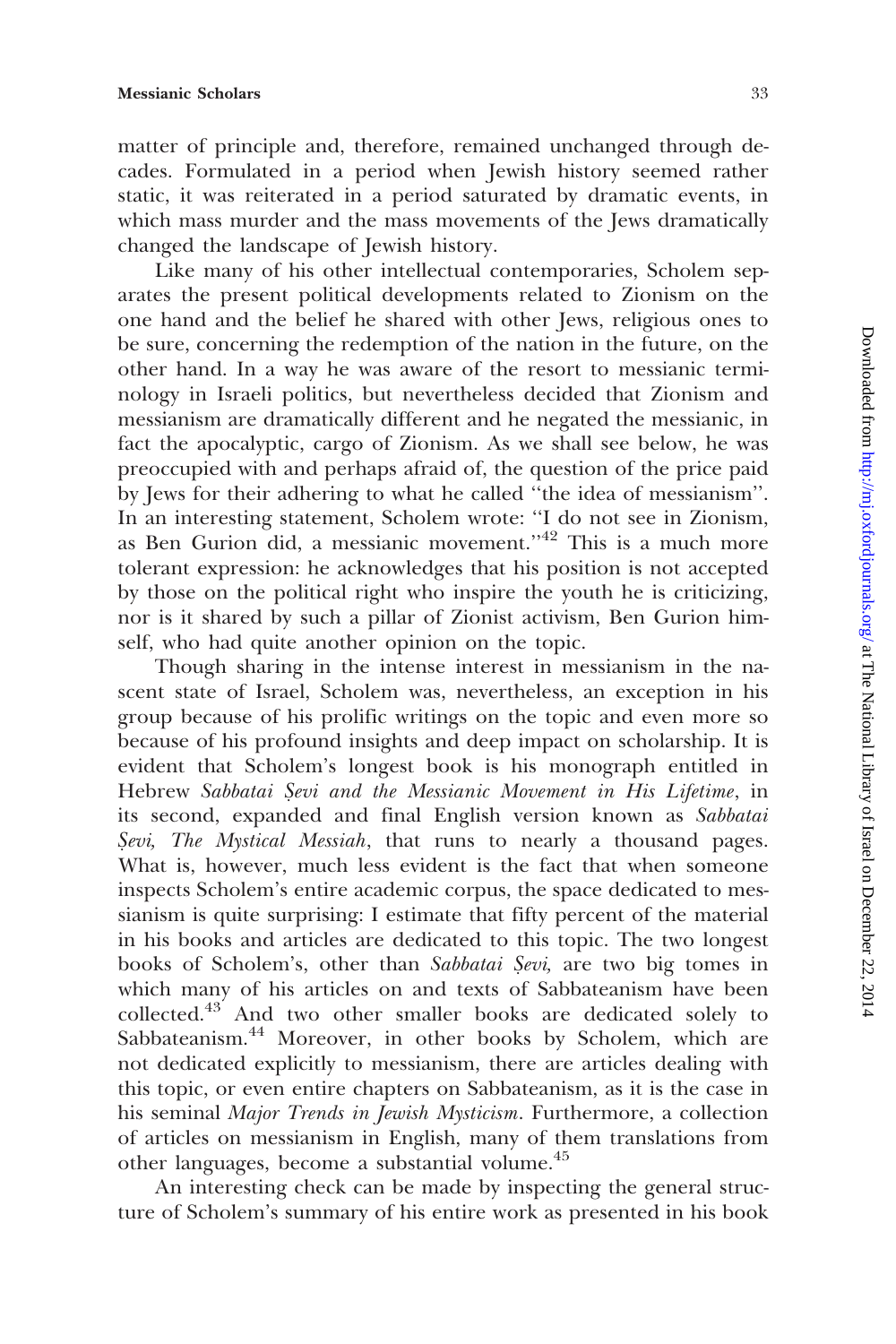matter of principle and, therefore, remained unchanged through decades. Formulated in a period when Jewish history seemed rather static, it was reiterated in a period saturated by dramatic events, in which mass murder and the mass movements of the Jews dramatically changed the landscape of Jewish history.

Like many of his other intellectual contemporaries, Scholem separates the present political developments related to Zionism on the one hand and the belief he shared with other Jews, religious ones to be sure, concerning the redemption of the nation in the future, on the other hand. In a way he was aware of the resort to messianic terminology in Israeli politics, but nevertheless decided that Zionism and messianism are dramatically different and he negated the messianic, in fact the apocalyptic, cargo of Zionism. As we shall see below, he was preoccupied with and perhaps afraid of, the question of the price paid by Jews for their adhering to what he called "the idea of messianism". In an interesting statement, Scholem wrote: "I do not see in Zionism, as Ben Gurion did, a messianic movement."[42] This is a much more tolerant expression: he acknowledges that his position is not accepted by those on the political right who inspire the youth he is criticizing, nor is it shared by such a pillar of Zionist activism, Ben Gurion himself, who had quite another opinion on the topic.

Though sharing in the intense interest in messianism in the nascent state of Israel, Scholem was, nevertheless, an exception in his group because of his prolific writings on the topic and even more so because of his profound insights and deep impact on scholarship. It is evident that Scholem's longest book is his monograph entitled in Hebrew *Sabbatai Ṣevi and the Messianic Movement in His Lifetime*, in its second, expanded and final English version known as *Sabbatai Ṣevi, The Mystical Messiah*, that runs to nearly a thousand pages. What is, however, much less evident is the fact that when someone inspects Scholem's entire academic corpus, the space dedicated to messianism is quite surprising: I estimate that fifty percent of the material in his books and articles are dedicated to this topic. The two longest books of Scholem's, other than *Sabbatai Ṣevi,* are two big tomes in which many of his articles on and texts of Sabbateanism have been collected.[43] And two other smaller books are dedicated solely to Sabbateanism.[44] Moreover, in other books by Scholem, which are not dedicated explicitly to messianism, there are articles dealing with this topic, or even entire chapters on Sabbateanism, as it is the case in his seminal *Major Trends in Jewish Mysticism*. Furthermore, a collection of articles on messianism in English, many of them translations from other languages, become a substantial volume.[45]

An interesting check can be made by inspecting the general structure of Scholem's summary of his entire work as presented in his book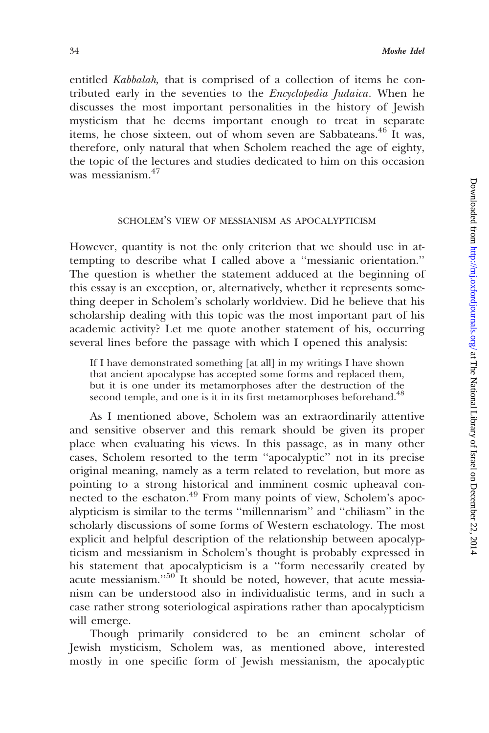entitled *Kabbalah*, that is comprised of a collection of items he contributed early in the seventies to the *Encyclopedia Judaica*. When he discusses the most important personalities in the history of Jewish mysticism that he deems important enough to treat in separate items, he chose sixteen, out of whom seven are Sabbateans.[46] It was, therefore, only natural that when Scholem reached the age of eighty, the topic of the lectures and studies dedicated to him on this occasion was messianism.[47]

## SCHOLEM'S VIEW OF MESSIANISM AS APOCALYPTICISM

However, quantity is not the only criterion that we should use in attempting to describe what I called above a ''messianic orientation.'' The question is whether the statement adduced at the beginning of this essay is an exception, or, alternatively, whether it represents something deeper in Scholem's scholarly worldview. Did he believe that his scholarship dealing with this topic was the most important part of his academic activity? Let me quote another statement of his, occurring several lines before the passage with which I opened this analysis:

> If I have demonstrated something [at all] in my writings I have shown that ancient apocalypse has accepted some forms and replaced them, but it is one under its metamorphoses after the destruction of the second temple, and one is it in its first metamorphoses beforehand.[48]

As I mentioned above, Scholem was an extraordinarily attentive and sensitive observer and this remark should be given its proper place when evaluating his views. In this passage, as in many other cases, Scholem resorted to the term ''apocalyptic'' not in its precise original meaning, namely as a term related to revelation, but more as pointing to a strong historical and imminent cosmic upheaval connected to the eschaton.[49] From many points of view, Scholem's apocalypticism is similar to the terms ''millennarism'' and ''chiliasm'' in the scholarly discussions of some forms of Western eschatology. The most explicit and helpful description of the relationship between apocalypticism and messianism in Scholem's thought is probably expressed in his statement that apocalypticism is a ''form necessarily created by acute messianism.''[50] It should be noted, however, that acute messianism can be understood also in individualistic terms, and in such a case rather strong soteriological aspirations rather than apocalypticism will emerge.

Though primarily considered to be an eminent scholar of Jewish mysticism, Scholem was, as mentioned above, interested mostly in one specific form of Jewish messianism, the apocalyptic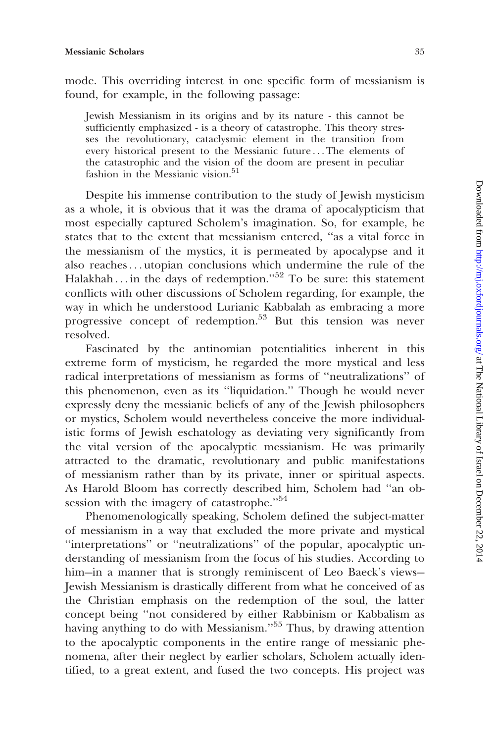mode. This overriding interest in one specific form of messianism is found, for example, in the following passage:

> Jewish Messianism in its origins and by its nature - this cannot be sufficiently emphasized - is a theory of catastrophe. This theory stresses the revolutionary, cataclysmic element in the transition from every historical present to the Messianic future . . . The elements of the catastrophic and the vision of the doom are present in peculiar fashion in the Messianic vision.[51]

Despite his immense contribution to the study of Jewish mysticism as a whole, it is obvious that it was the drama of apocalypticism that most especially captured Scholem's imagination. So, for example, he states that to the extent that messianism entered, ''as a vital force in the messianism of the mystics, it is permeated by apocalypse and it also reaches . . . utopian conclusions which undermine the rule of the Halakhah . . . in the days of redemption.''[52] To be sure: this statement conflicts with other discussions of Scholem regarding, for example, the way in which he understood Lurianic Kabbalah as embracing a more progressive concept of redemption.[53] But this tension was never resolved.

Fascinated by the antinomian potentialities inherent in this extreme form of mysticism, he regarded the more mystical and less radical interpretations of messianism as forms of ''neutralizations'' of this phenomenon, even as its ''liquidation.'' Though he would never expressly deny the messianic beliefs of any of the Jewish philosophers or mystics, Scholem would nevertheless conceive the more individualistic forms of Jewish eschatology as deviating very significantly from the vital version of the apocalyptic messianism. He was primarily attracted to the dramatic, revolutionary and public manifestations of messianism rather than by its private, inner or spiritual aspects. As Harold Bloom has correctly described him, Scholem had ''an obsession with the imagery of catastrophe.''[54]

Phenomenologically speaking, Scholem defined the subject-matter of messianism in a way that excluded the more private and mystical ''interpretations'' or ''neutralizations'' of the popular, apocalyptic understanding of messianism from the focus of his studies. According to him—in a manner that is strongly reminiscent of Leo Baeck's views—Jewish Messianism is drastically different from what he conceived of as the Christian emphasis on the redemption of the soul, the latter concept being ''not considered by either Rabbinism or Kabbalism as having anything to do with Messianism.''[55] Thus, by drawing attention to the apocalyptic components in the entire range of messianic phenomena, after their neglect by earlier scholars, Scholem actually identified, to a great extent, and fused the two concepts. His project was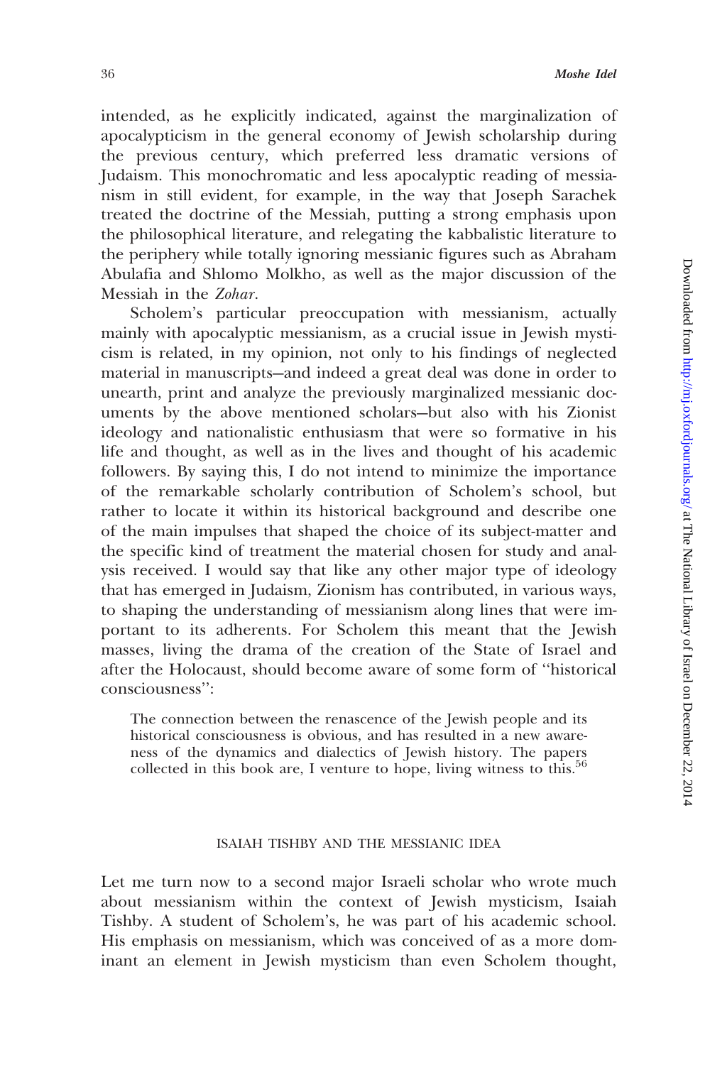intended, as he explicitly indicated, against the marginalization of apocalypticism in the general economy of Jewish scholarship during the previous century, which preferred less dramatic versions of Judaism. This monochromatic and less apocalyptic reading of messianism in still evident, for example, in the way that Joseph Sarachek treated the doctrine of the Messiah, putting a strong emphasis upon the philosophical literature, and relegating the kabbalistic literature to the periphery while totally ignoring messianic figures such as Abraham Abulafia and Shlomo Molkho, as well as the major discussion of the Messiah in the *Zohar*.

Scholem's particular preoccupation with messianism, actually mainly with apocalyptic messianism, as a crucial issue in Jewish mysticism is related, in my opinion, not only to his findings of neglected material in manuscripts—and indeed a great deal was done in order to unearth, print and analyze the previously marginalized messianic documents by the above mentioned scholars—but also with his Zionist ideology and nationalistic enthusiasm that were so formative in his life and thought, as well as in the lives and thought of his academic followers. By saying this, I do not intend to minimize the importance of the remarkable scholarly contribution of Scholem's school, but rather to locate it within its historical background and describe one of the main impulses that shaped the choice of its subject-matter and the specific kind of treatment the material chosen for study and analysis received. I would say that like any other major type of ideology that has emerged in Judaism, Zionism has contributed, in various ways, to shaping the understanding of messianism along lines that were important to its adherents. For Scholem this meant that the Jewish masses, living the drama of the creation of the State of Israel and after the Holocaust, should become aware of some form of ''historical consciousness'':

> The connection between the renascence of the Jewish people and its historical consciousness is obvious, and has resulted in a new awareness of the dynamics and dialectics of Jewish history. The papers collected in this book are, I venture to hope, living witness to this.[56]

## ISAIAH TISHBY AND THE MESSIANIC IDEA

Let me turn now to a second major Israeli scholar who wrote much about messianism within the context of Jewish mysticism, Isaiah Tishby. A student of Scholem's, he was part of his academic school. His emphasis on messianism, which was conceived of as a more dominant an element in Jewish mysticism than even Scholem thought,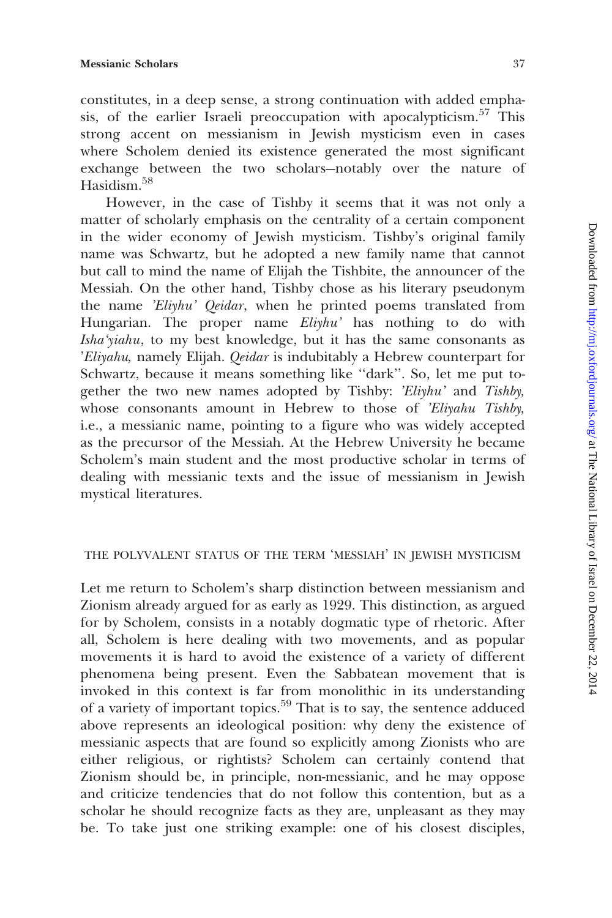constitutes, in a deep sense, a strong continuation with added emphasis, of the earlier Israeli preoccupation with apocalypticism.[57] This strong accent on messianism in Jewish mysticism even in cases where Scholem denied its existence generated the most significant exchange between the two scholars—notably over the nature of Hasidism.[58]

However, in the case of Tishby it seems that it was not only a matter of scholarly emphasis on the centrality of a certain component in the wider economy of Jewish mysticism. Tishby's original family name was Schwartz, but he adopted a new family name that cannot but call to mind the name of Elijah the Tishbite, the announcer of the Messiah. On the other hand, Tishby chose as his literary pseudonym the name *'Eliyhu' Qeidar*, when he printed poems translated from Hungarian. The proper name *Eliyhu'* has nothing to do with *Isha'yiahu*, to my best knowledge, but it has the same consonants as *'Eliyahu*, namely Elijah. *Qeidar* is indubitably a Hebrew counterpart for Schwartz, because it means something like ''dark''. So, let me put together the two new names adopted by Tishby: *'Eliyhu'* and *Tishby*, whose consonants amount in Hebrew to those of *'Eliyahu Tishby*, i.e., a messianic name, pointing to a figure who was widely accepted as the precursor of the Messiah. At the Hebrew University he became Scholem's main student and the most productive scholar in terms of dealing with messianic texts and the issue of messianism in Jewish mystical literatures.

## THE POLYVALENT STATUS OF THE TERM 'MESSIAH' IN JEWISH MYSTICISM

Let me return to Scholem's sharp distinction between messianism and Zionism already argued for as early as 1929. This distinction, as argued for by Scholem, consists in a notably dogmatic type of rhetoric. After all, Scholem is here dealing with two movements, and as popular movements it is hard to avoid the existence of a variety of different phenomena being present. Even the Sabbatean movement that is invoked in this context is far from monolithic in its understanding of a variety of important topics.[59] That is to say, the sentence adduced above represents an ideological position: why deny the existence of messianic aspects that are found so explicitly among Zionists who are either religious, or rightists? Scholem can certainly contend that Zionism should be, in principle, non-messianic, and he may oppose and criticize tendencies that do not follow this contention, but as a scholar he should recognize facts as they are, unpleasant as they may be. To take just one striking example: one of his closest disciples,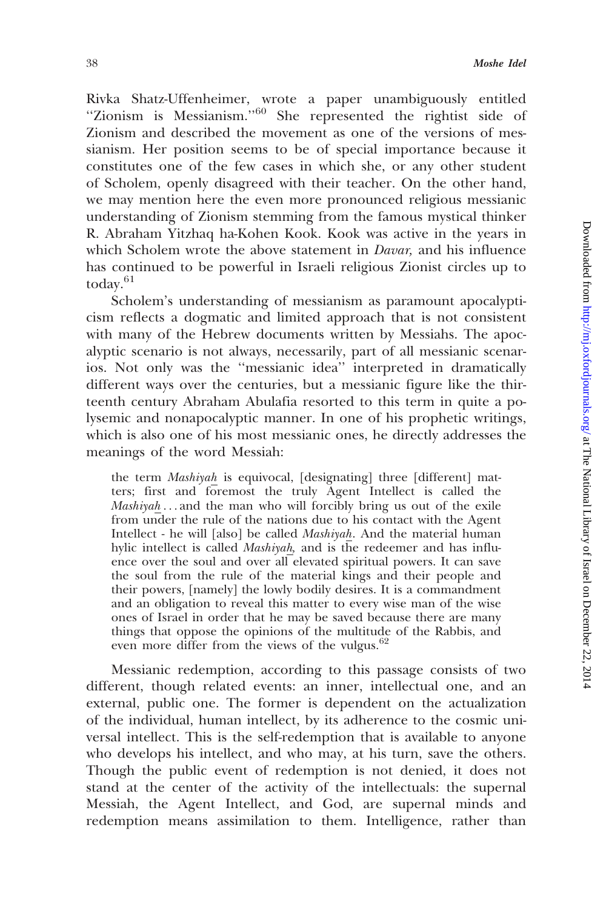Rivka Shatz-Uffenheimer, wrote a paper unambiguously entitled "Zionism is Messianism."[60] She represented the rightist side of Zionism and described the movement as one of the versions of messianism. Her position seems to be of special importance because it constitutes one of the few cases in which she, or any other student of Scholem, openly disagreed with their teacher. On the other hand, we may mention here the even more pronounced religious messianic understanding of Zionism stemming from the famous mystical thinker R. Abraham Yitzhaq ha-Kohen Kook. Kook was active in the years in which Scholem wrote the above statement in *Davar,* and his influence has continued to be powerful in Israeli religious Zionist circles up to today.[61]

Scholem's understanding of messianism as paramount apocalypticism reflects a dogmatic and limited approach that is not consistent with many of the Hebrew documents written by Messiahs. The apocalyptic scenario is not always, necessarily, part of all messianic scenarios. Not only was the "messianic idea" interpreted in dramatically different ways over the centuries, but a messianic figure like the thirteenth century Abraham Abulafia resorted to this term in quite a polysemic and nonapocalyptic manner. In one of his prophetic writings, which is also one of his most messianic ones, he directly addresses the meanings of the word Messiah:

> the term *Mashiyah̲* is equivocal, [designating] three [different] matters; first and foremost the truly Agent Intellect is called the *Mashiyah̲*... and the man who will forcibly bring us out of the exile from under the rule of the nations due to his contact with the Agent Intellect - he will [also] be called *Mashiyah̲*. And the material human hylic intellect is called *Mashiyah̲,* and is the redeemer and has influence over the soul and over all elevated spiritual powers. It can save the soul from the rule of the material kings and their people and their powers, [namely] the lowly bodily desires. It is a commandment and an obligation to reveal this matter to every wise man of the wise ones of Israel in order that he may be saved because there are many things that oppose the opinions of the multitude of the Rabbis, and even more differ from the views of the vulgus.[62]

Messianic redemption, according to this passage consists of two different, though related events: an inner, intellectual one, and an external, public one. The former is dependent on the actualization of the individual, human intellect, by its adherence to the cosmic universal intellect. This is the self-redemption that is available to anyone who develops his intellect, and who may, at his turn, save the others. Though the public event of redemption is not denied, it does not stand at the center of the activity of the intellectuals: the supernal Messiah, the Agent Intellect, and God, are supernal minds and redemption means assimilation to them. Intelligence, rather than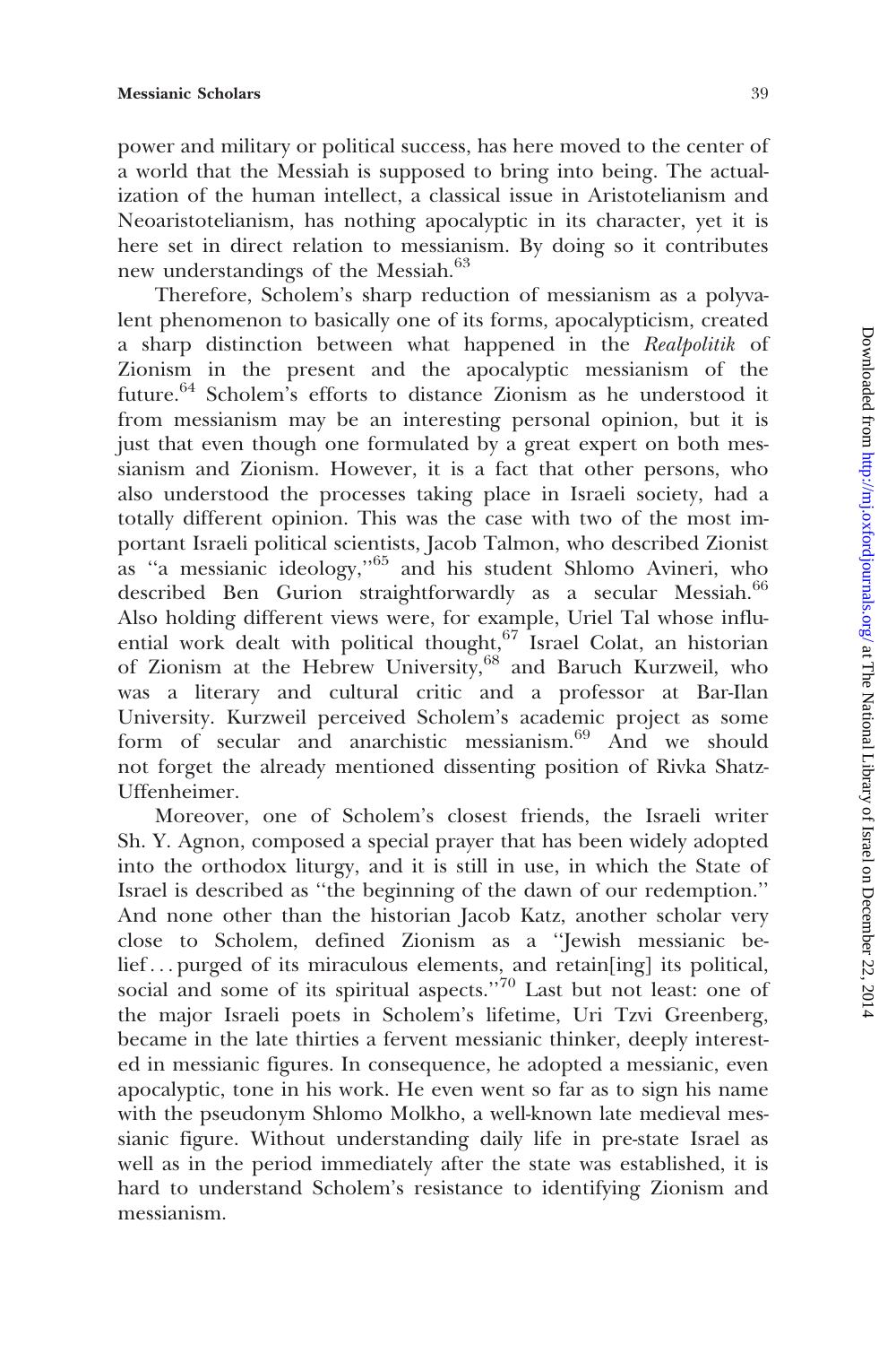power and military or political success, has here moved to the center of a world that the Messiah is supposed to bring into being. The actualization of the human intellect, a classical issue in Aristotelianism and Neoaristotelianism, has nothing apocalyptic in its character, yet it is here set in direct relation to messianism. By doing so it contributes new understandings of the Messiah.[63]

Therefore, Scholem's sharp reduction of messianism as a polyvalent phenomenon to basically one of its forms, apocalypticism, created a sharp distinction between what happened in the *Realpolitik* of Zionism in the present and the apocalyptic messianism of the future.[64] Scholem's efforts to distance Zionism as he understood it from messianism may be an interesting personal opinion, but it is just that even though one formulated by a great expert on both messianism and Zionism. However, it is a fact that other persons, who also understood the processes taking place in Israeli society, had a totally different opinion. This was the case with two of the most important Israeli political scientists, Jacob Talmon, who described Zionist as "a messianic ideology,"[65] and his student Shlomo Avineri, who described Ben Gurion straightforwardly as a secular Messiah.[66] Also holding different views were, for example, Uriel Tal whose influential work dealt with political thought,[67] Israel Colat, an historian of Zionism at the Hebrew University,[68] and Baruch Kurzweil, who was a literary and cultural critic and a professor at Bar-Ilan University. Kurzweil perceived Scholem's academic project as some form of secular and anarchistic messianism.[69] And we should not forget the already mentioned dissenting position of Rivka Shatz-Uffenheimer.

Moreover, one of Scholem's closest friends, the Israeli writer Sh. Y. Agnon, composed a special prayer that has been widely adopted into the orthodox liturgy, and it is still in use, in which the State of Israel is described as "the beginning of the dawn of our redemption." And none other than the historian Jacob Katz, another scholar very close to Scholem, defined Zionism as a "Jewish messianic belief ... purged of its miraculous elements, and retain[ing] its political, social and some of its spiritual aspects."[70] Last but not least: one of the major Israeli poets in Scholem's lifetime, Uri Tzvi Greenberg, became in the late thirties a fervent messianic thinker, deeply interested in messianic figures. In consequence, he adopted a messianic, even apocalyptic, tone in his work. He even went so far as to sign his name with the pseudonym Shlomo Molkho, a well-known late medieval messianic figure. Without understanding daily life in pre-state Israel as well as in the period immediately after the state was established, it is hard to understand Scholem's resistance to identifying Zionism and messianism.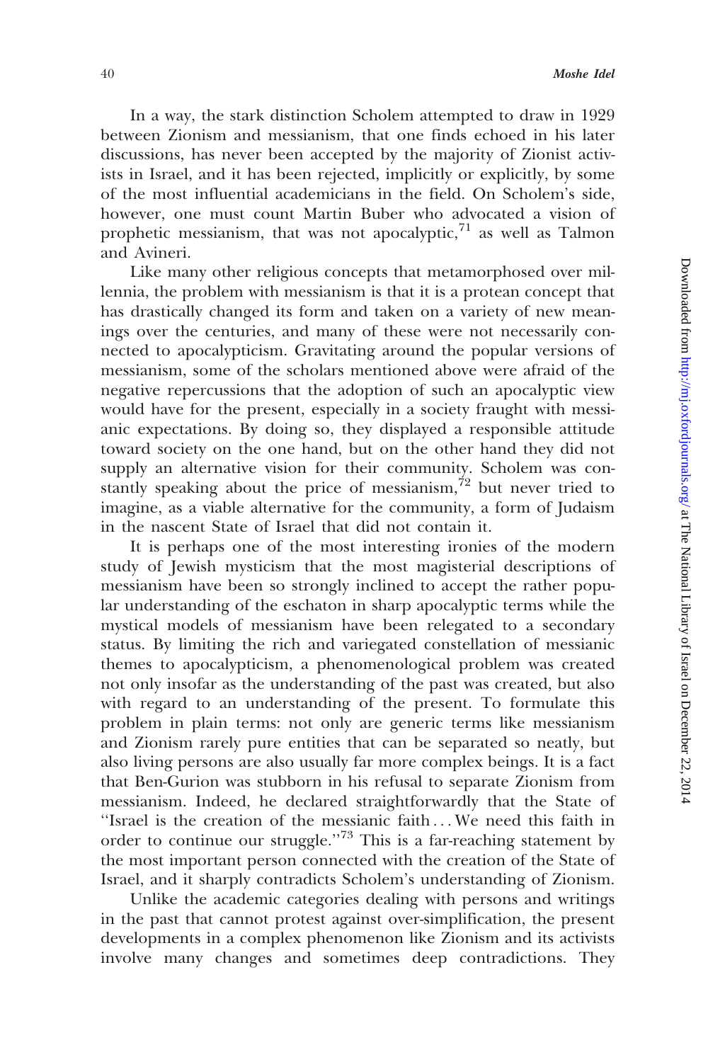In a way, the stark distinction Scholem attempted to draw in 1929 between Zionism and messianism, that one finds echoed in his later discussions, has never been accepted by the majority of Zionist activists in Israel, and it has been rejected, implicitly or explicitly, by some of the most influential academicians in the field. On Scholem's side, however, one must count Martin Buber who advocated a vision of prophetic messianism, that was not apocalyptic,[71] as well as Talmon and Avineri.

Like many other religious concepts that metamorphosed over millennia, the problem with messianism is that it is a protean concept that has drastically changed its form and taken on a variety of new meanings over the centuries, and many of these were not necessarily connected to apocalypticism. Gravitating around the popular versions of messianism, some of the scholars mentioned above were afraid of the negative repercussions that the adoption of such an apocalyptic view would have for the present, especially in a society fraught with messianic expectations. By doing so, they displayed a responsible attitude toward society on the one hand, but on the other hand they did not supply an alternative vision for their community. Scholem was constantly speaking about the price of messianism,[72] but never tried to imagine, as a viable alternative for the community, a form of Judaism in the nascent State of Israel that did not contain it.

It is perhaps one of the most interesting ironies of the modern study of Jewish mysticism that the most magisterial descriptions of messianism have been so strongly inclined to accept the rather popular understanding of the eschaton in sharp apocalyptic terms while the mystical models of messianism have been relegated to a secondary status. By limiting the rich and variegated constellation of messianic themes to apocalypticism, a phenomenological problem was created not only insofar as the understanding of the past was created, but also with regard to an understanding of the present. To formulate this problem in plain terms: not only are generic terms like messianism and Zionism rarely pure entities that can be separated so neatly, but also living persons are also usually far more complex beings. It is a fact that Ben-Gurion was stubborn in his refusal to separate Zionism from messianism. Indeed, he declared straightforwardly that the State of "Israel is the creation of the messianic faith ... We need this faith in order to continue our struggle."[73] This is a far-reaching statement by the most important person connected with the creation of the State of Israel, and it sharply contradicts Scholem's understanding of Zionism.

Unlike the academic categories dealing with persons and writings in the past that cannot protest against over-simplification, the present developments in a complex phenomenon like Zionism and its activists involve many changes and sometimes deep contradictions. They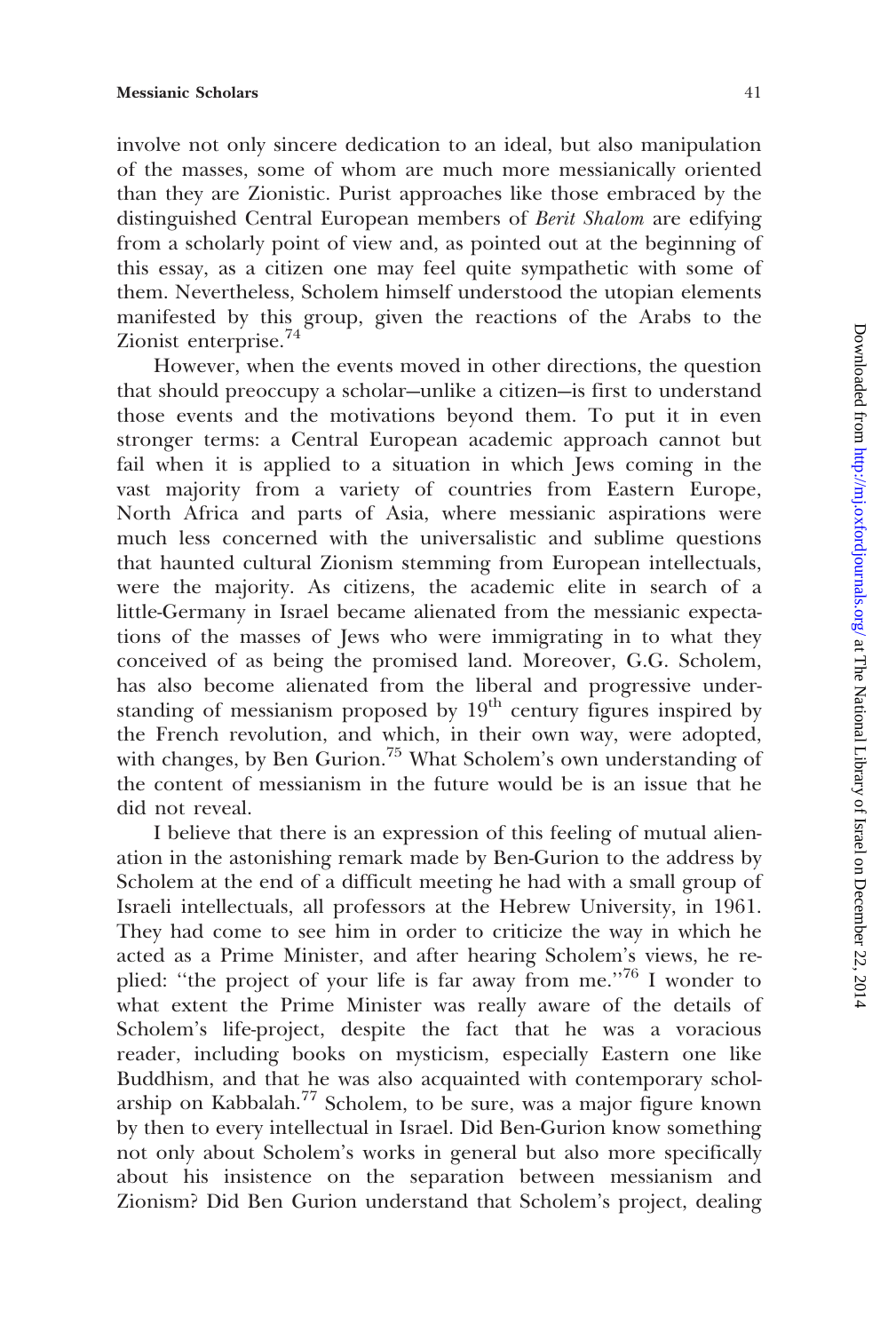involve not only sincere dedication to an ideal, but also manipulation of the masses, some of whom are much more messianically oriented than they are Zionistic. Purist approaches like those embraced by the distinguished Central European members of *Berit Shalom* are edifying from a scholarly point of view and, as pointed out at the beginning of this essay, as a citizen one may feel quite sympathetic with some of them. Nevertheless, Scholem himself understood the utopian elements manifested by this group, given the reactions of the Arabs to the Zionist enterprise.[74]

However, when the events moved in other directions, the question that should preoccupy a scholar—unlike a citizen—is first to understand those events and the motivations beyond them. To put it in even stronger terms: a Central European academic approach cannot but fail when it is applied to a situation in which Jews coming in the vast majority from a variety of countries from Eastern Europe, North Africa and parts of Asia, where messianic aspirations were much less concerned with the universalistic and sublime questions that haunted cultural Zionism stemming from European intellectuals, were the majority. As citizens, the academic elite in search of a little-Germany in Israel became alienated from the messianic expectations of the masses of Jews who were immigrating in to what they conceived of as being the promised land. Moreover, G.G. Scholem, has also become alienated from the liberal and progressive understanding of messianism proposed by 19[th] century figures inspired by the French revolution, and which, in their own way, were adopted, with changes, by Ben Gurion.[75] What Scholem's own understanding of the content of messianism in the future would be is an issue that he did not reveal.

I believe that there is an expression of this feeling of mutual alienation in the astonishing remark made by Ben-Gurion to the address by Scholem at the end of a difficult meeting he had with a small group of Israeli intellectuals, all professors at the Hebrew University, in 1961. They had come to see him in order to criticize the way in which he acted as a Prime Minister, and after hearing Scholem's views, he replied: "the project of your life is far away from me."[76] I wonder to what extent the Prime Minister was really aware of the details of Scholem's life-project, despite the fact that he was a voracious reader, including books on mysticism, especially Eastern one like Buddhism, and that he was also acquainted with contemporary scholarship on Kabbalah.[77] Scholem, to be sure, was a major figure known by then to every intellectual in Israel. Did Ben-Gurion know something not only about Scholem's works in general but also more specifically about his insistence on the separation between messianism and Zionism? Did Ben Gurion understand that Scholem's project, dealing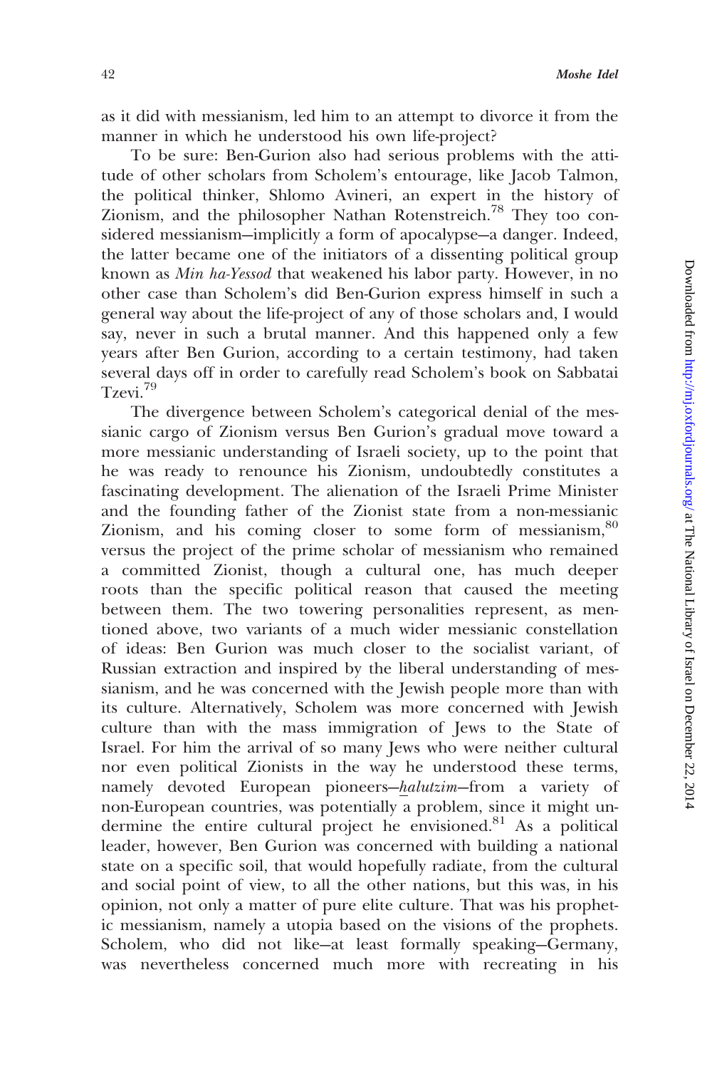as it did with messianism, led him to an attempt to divorce it from the manner in which he understood his own life-project?

To be sure: Ben-Gurion also had serious problems with the attitude of other scholars from Scholem's entourage, like Jacob Talmon, the political thinker, Shlomo Avineri, an expert in the history of Zionism, and the philosopher Nathan Rotenstreich.[78] They too considered messianism—implicitly a form of apocalypse—a danger. Indeed, the latter became one of the initiators of a dissenting political group known as *Min ha-Yessod* that weakened his labor party. However, in no other case than Scholem's did Ben-Gurion express himself in such a general way about the life-project of any of those scholars and, I would say, never in such a brutal manner. And this happened only a few years after Ben Gurion, according to a certain testimony, had taken several days off in order to carefully read Scholem's book on Sabbatai Tzevi.[79]

The divergence between Scholem's categorical denial of the messianic cargo of Zionism versus Ben Gurion's gradual move toward a more messianic understanding of Israeli society, up to the point that he was ready to renounce his Zionism, undoubtedly constitutes a fascinating development. The alienation of the Israeli Prime Minister and the founding father of the Zionist state from a non-messianic Zionism, and his coming closer to some form of messianism,[80] versus the project of the prime scholar of messianism who remained a committed Zionist, though a cultural one, has much deeper roots than the specific political reason that caused the meeting between them. The two towering personalities represent, as mentioned above, two variants of a much wider messianic constellation of ideas: Ben Gurion was much closer to the socialist variant, of Russian extraction and inspired by the liberal understanding of messianism, and he was concerned with the Jewish people more than with its culture. Alternatively, Scholem was more concerned with Jewish culture than with the mass immigration of Jews to the State of Israel. For him the arrival of so many Jews who were neither cultural nor even political Zionists in the way he understood these terms, namely devoted European pioneers—*ḥalutzim*—from a variety of non-European countries, was potentially a problem, since it might undermine the entire cultural project he envisioned.[81] As a political leader, however, Ben Gurion was concerned with building a national state on a specific soil, that would hopefully radiate, from the cultural and social point of view, to all the other nations, but this was, in his opinion, not only a matter of pure elite culture. That was his prophetic messianism, namely a utopia based on the visions of the prophets. Scholem, who did not like—at least formally speaking—Germany, was nevertheless concerned much more with recreating in his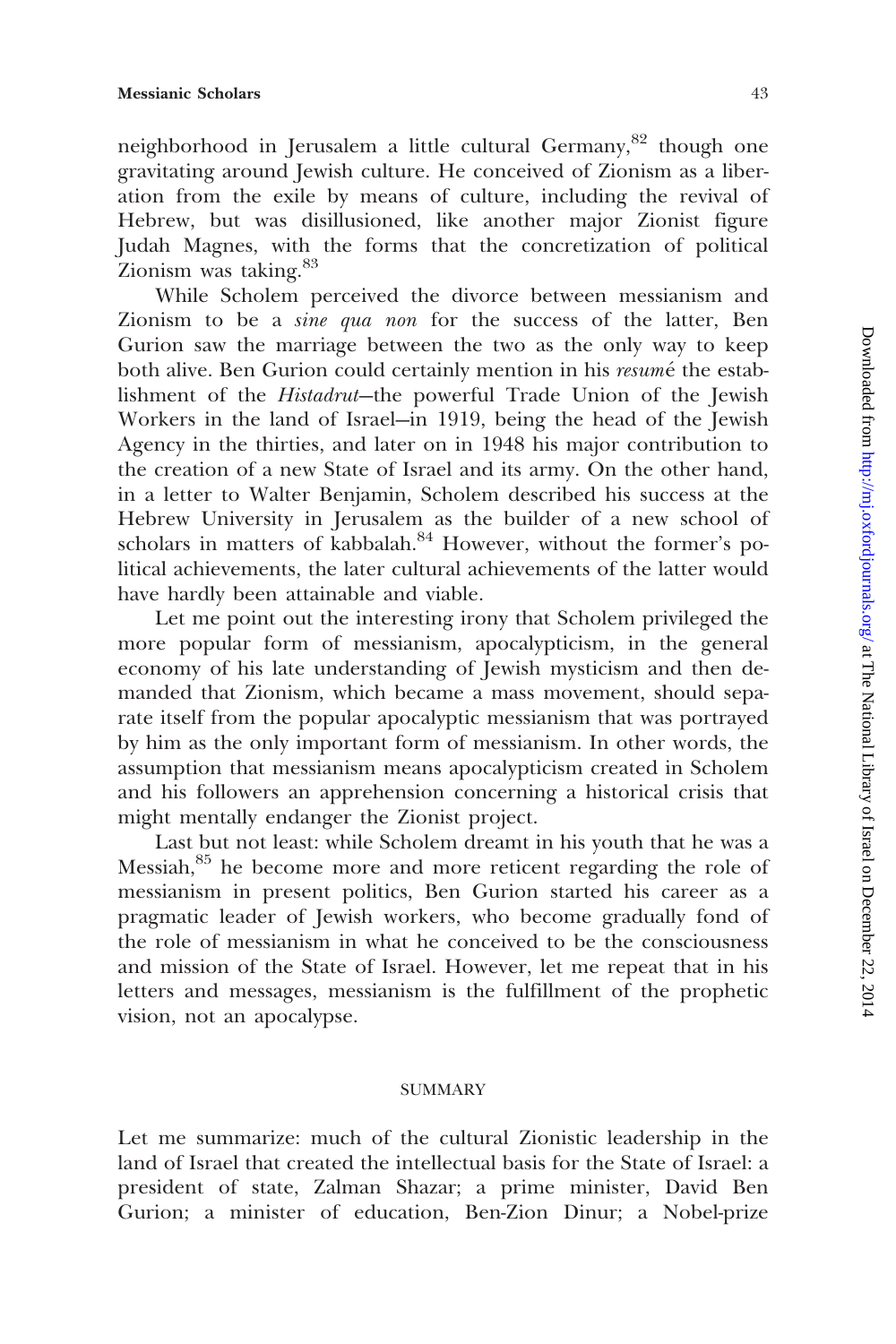neighborhood in Jerusalem a little cultural Germany,[82] though one gravitating around Jewish culture. He conceived of Zionism as a liberation from the exile by means of culture, including the revival of Hebrew, but was disillusioned, like another major Zionist figure Judah Magnes, with the forms that the concretization of political Zionism was taking.[83]

While Scholem perceived the divorce between messianism and Zionism to be a *sine qua non* for the success of the latter, Ben Gurion saw the marriage between the two as the only way to keep both alive. Ben Gurion could certainly mention in his *resumé* the establishment of the *Histadrut*—the powerful Trade Union of the Jewish Workers in the land of Israel—in 1919, being the head of the Jewish Agency in the thirties, and later on in 1948 his major contribution to the creation of a new State of Israel and its army. On the other hand, in a letter to Walter Benjamin, Scholem described his success at the Hebrew University in Jerusalem as the builder of a new school of scholars in matters of kabbalah.[84] However, without the former's political achievements, the later cultural achievements of the latter would have hardly been attainable and viable.

Let me point out the interesting irony that Scholem privileged the more popular form of messianism, apocalypticism, in the general economy of his late understanding of Jewish mysticism and then demanded that Zionism, which became a mass movement, should separate itself from the popular apocalyptic messianism that was portrayed by him as the only important form of messianism. In other words, the assumption that messianism means apocalypticism created in Scholem and his followers an apprehension concerning a historical crisis that might mentally endanger the Zionist project.

Last but not least: while Scholem dreamt in his youth that he was a Messiah,[85] he become more and more reticent regarding the role of messianism in present politics, Ben Gurion started his career as a pragmatic leader of Jewish workers, who become gradually fond of the role of messianism in what he conceived to be the consciousness and mission of the State of Israel. However, let me repeat that in his letters and messages, messianism is the fulfillment of the prophetic vision, not an apocalypse.

## SUMMARY

Let me summarize: much of the cultural Zionistic leadership in the land of Israel that created the intellectual basis for the State of Israel: a president of state, Zalman Shazar; a prime minister, David Ben Gurion; a minister of education, Ben-Zion Dinur; a Nobel-prize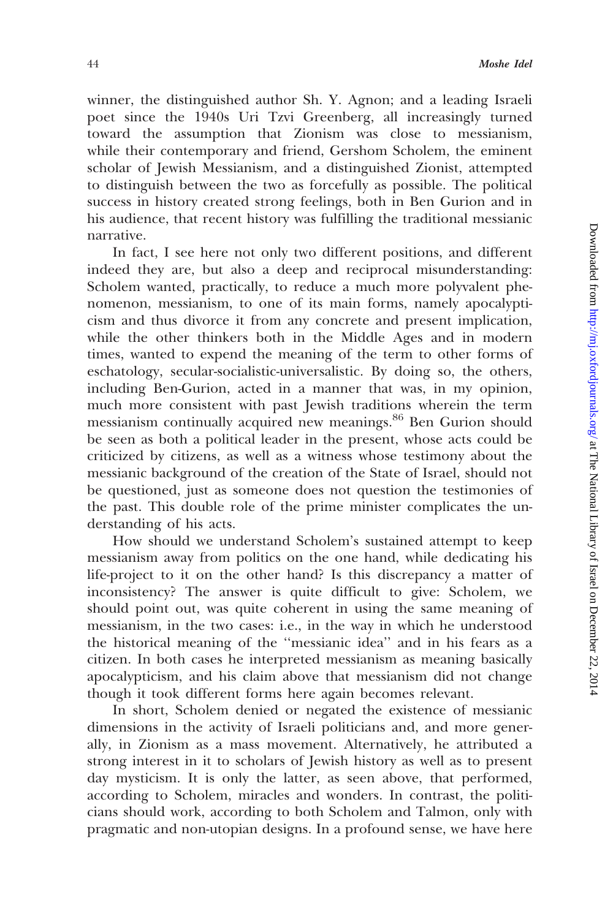winner, the distinguished author Sh. Y. Agnon; and a leading Israeli poet since the 1940s Uri Tzvi Greenberg, all increasingly turned toward the assumption that Zionism was close to messianism, while their contemporary and friend, Gershom Scholem, the eminent scholar of Jewish Messianism, and a distinguished Zionist, attempted to distinguish between the two as forcefully as possible. The political success in history created strong feelings, both in Ben Gurion and in his audience, that recent history was fulfilling the traditional messianic narrative.

In fact, I see here not only two different positions, and different indeed they are, but also a deep and reciprocal misunderstanding: Scholem wanted, practically, to reduce a much more polyvalent phenomenon, messianism, to one of its main forms, namely apocalypticism and thus divorce it from any concrete and present implication, while the other thinkers both in the Middle Ages and in modern times, wanted to expend the meaning of the term to other forms of eschatology, secular-socialistic-universalistic. By doing so, the others, including Ben-Gurion, acted in a manner that was, in my opinion, much more consistent with past Jewish traditions wherein the term messianism continually acquired new meanings.[86] Ben Gurion should be seen as both a political leader in the present, whose acts could be criticized by citizens, as well as a witness whose testimony about the messianic background of the creation of the State of Israel, should not be questioned, just as someone does not question the testimonies of the past. This double role of the prime minister complicates the understanding of his acts.

How should we understand Scholem's sustained attempt to keep messianism away from politics on the one hand, while dedicating his life-project to it on the other hand? Is this discrepancy a matter of inconsistency? The answer is quite difficult to give: Scholem, we should point out, was quite coherent in using the same meaning of messianism, in the two cases: i.e., in the way in which he understood the historical meaning of the ''messianic idea'' and in his fears as a citizen. In both cases he interpreted messianism as meaning basically apocalypticism, and his claim above that messianism did not change though it took different forms here again becomes relevant.

In short, Scholem denied or negated the existence of messianic dimensions in the activity of Israeli politicians and, and more generally, in Zionism as a mass movement. Alternatively, he attributed a strong interest in it to scholars of Jewish history as well as to present day mysticism. It is only the latter, as seen above, that performed, according to Scholem, miracles and wonders. In contrast, the politicians should work, according to both Scholem and Talmon, only with pragmatic and non-utopian designs. In a profound sense, we have here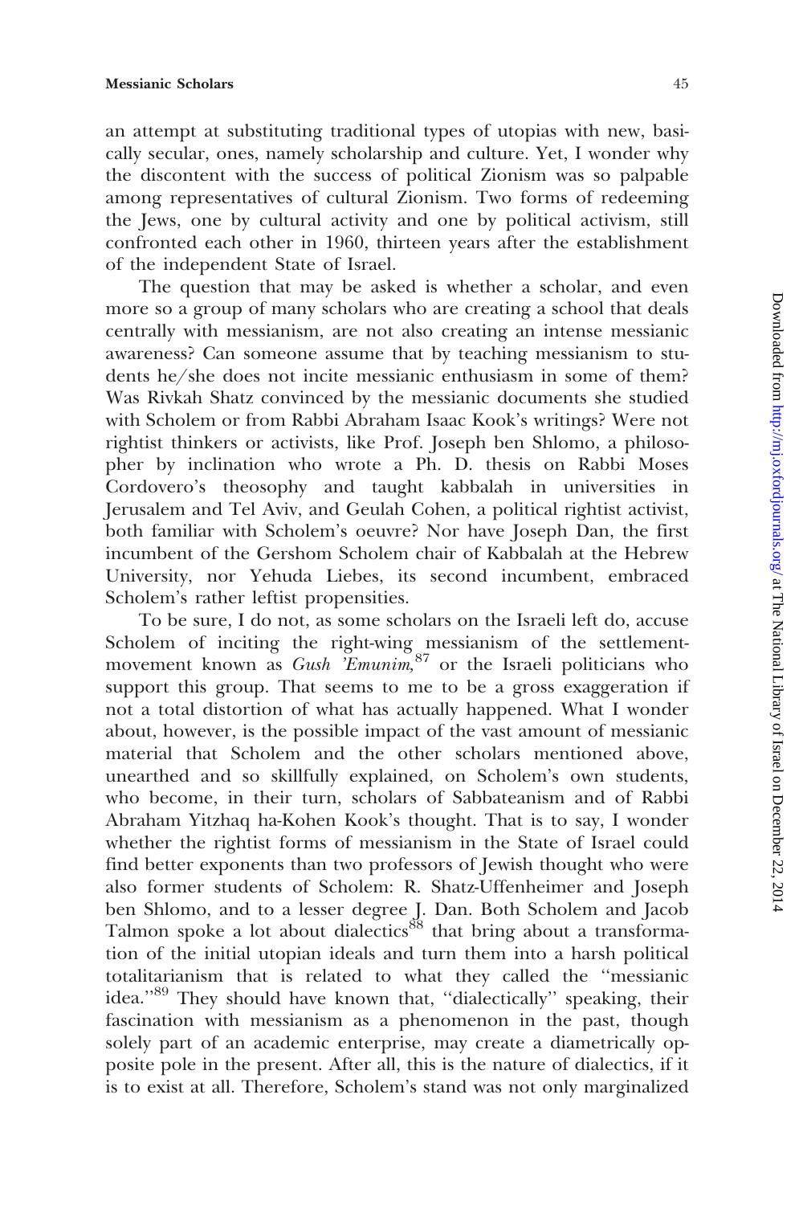an attempt at substituting traditional types of utopias with new, basically secular, ones, namely scholarship and culture. Yet, I wonder why the discontent with the success of political Zionism was so palpable among representatives of cultural Zionism. Two forms of redeeming the Jews, one by cultural activity and one by political activism, still confronted each other in 1960, thirteen years after the establishment of the independent State of Israel.

The question that may be asked is whether a scholar, and even more so a group of many scholars who are creating a school that deals centrally with messianism, are not also creating an intense messianic awareness? Can someone assume that by teaching messianism to students he/she does not incite messianic enthusiasm in some of them? Was Rivkah Shatz convinced by the messianic documents she studied with Scholem or from Rabbi Abraham Isaac Kook's writings? Were not rightist thinkers or activists, like Prof. Joseph ben Shlomo, a philosopher by inclination who wrote a Ph. D. thesis on Rabbi Moses Cordovero's theosophy and taught kabbalah in universities in Jerusalem and Tel Aviv, and Geulah Cohen, a political rightist activist, both familiar with Scholem's oeuvre? Nor have Joseph Dan, the first incumbent of the Gershom Scholem chair of Kabbalah at the Hebrew University, nor Yehuda Liebes, its second incumbent, embraced Scholem's rather leftist propensities.

To be sure, I do not, as some scholars on the Israeli left do, accuse Scholem of inciting the right-wing messianism of the settlement-movement known as *Gush 'Emunim,*[87] or the Israeli politicians who support this group. That seems to me to be a gross exaggeration if not a total distortion of what has actually happened. What I wonder about, however, is the possible impact of the vast amount of messianic material that Scholem and the other scholars mentioned above, unearthed and so skillfully explained, on Scholem's own students, who become, in their turn, scholars of Sabbateanism and of Rabbi Abraham Yitzhaq ha-Kohen Kook's thought. That is to say, I wonder whether the rightist forms of messianism in the State of Israel could find better exponents than two professors of Jewish thought who were also former students of Scholem: R. Shatz-Uffenheimer and Joseph ben Shlomo, and to a lesser degree J. Dan. Both Scholem and Jacob Talmon spoke a lot about dialectics[88] that bring about a transformation of the initial utopian ideals and turn them into a harsh political totalitarianism that is related to what they called the "messianic idea."[89] They should have known that, "dialectically" speaking, their fascination with messianism as a phenomenon in the past, though solely part of an academic enterprise, may create a diametrically opposite pole in the present. After all, this is the nature of dialectics, if it is to exist at all. Therefore, Scholem's stand was not only marginalized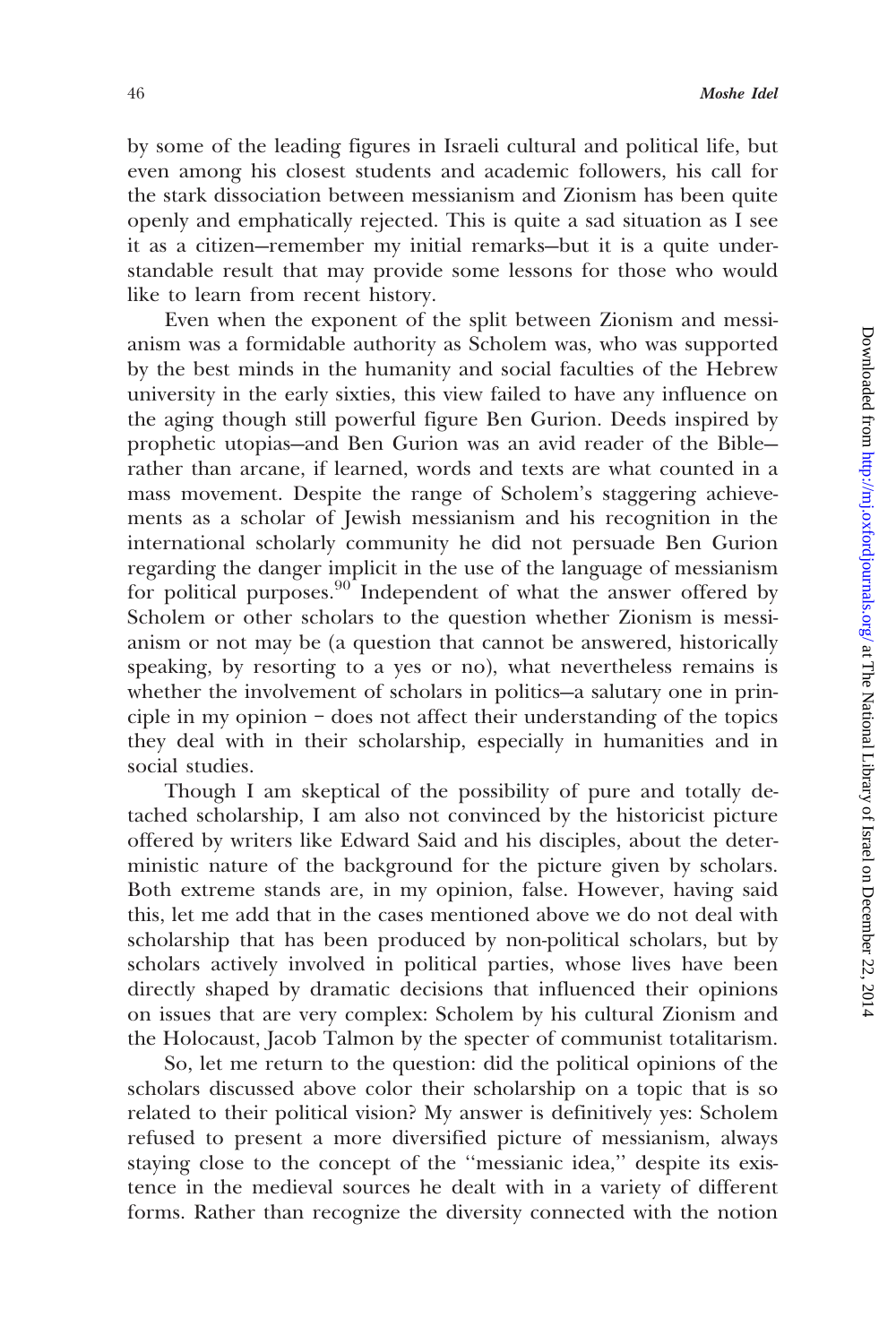by some of the leading figures in Israeli cultural and political life, but even among his closest students and academic followers, his call for the stark dissociation between messianism and Zionism has been quite openly and emphatically rejected. This is quite a sad situation as I see it as a citizen—remember my initial remarks—but it is a quite understandable result that may provide some lessons for those who would like to learn from recent history.

Even when the exponent of the split between Zionism and messianism was a formidable authority as Scholem was, who was supported by the best minds in the humanity and social faculties of the Hebrew university in the early sixties, this view failed to have any influence on the aging though still powerful figure Ben Gurion. Deeds inspired by prophetic utopias—and Ben Gurion was an avid reader of the Bible—rather than arcane, if learned, words and texts are what counted in a mass movement. Despite the range of Scholem's staggering achievements as a scholar of Jewish messianism and his recognition in the international scholarly community he did not persuade Ben Gurion regarding the danger implicit in the use of the language of messianism for political purposes.[90] Independent of what the answer offered by Scholem or other scholars to the question whether Zionism is messianism or not may be (a question that cannot be answered, historically speaking, by resorting to a yes or no), what nevertheless remains is whether the involvement of scholars in politics—a salutary one in principle in my opinion – does not affect their understanding of the topics they deal with in their scholarship, especially in humanities and in social studies.

Though I am skeptical of the possibility of pure and totally detached scholarship, I am also not convinced by the historicist picture offered by writers like Edward Said and his disciples, about the deterministic nature of the background for the picture given by scholars. Both extreme stands are, in my opinion, false. However, having said this, let me add that in the cases mentioned above we do not deal with scholarship that has been produced by non-political scholars, but by scholars actively involved in political parties, whose lives have been directly shaped by dramatic decisions that influenced their opinions on issues that are very complex: Scholem by his cultural Zionism and the Holocaust, Jacob Talmon by the specter of communist totalitarism.

So, let me return to the question: did the political opinions of the scholars discussed above color their scholarship on a topic that is so related to their political vision? My answer is definitively yes: Scholem refused to present a more diversified picture of messianism, always staying close to the concept of the ''messianic idea,'' despite its existence in the medieval sources he dealt with in a variety of different forms. Rather than recognize the diversity connected with the notion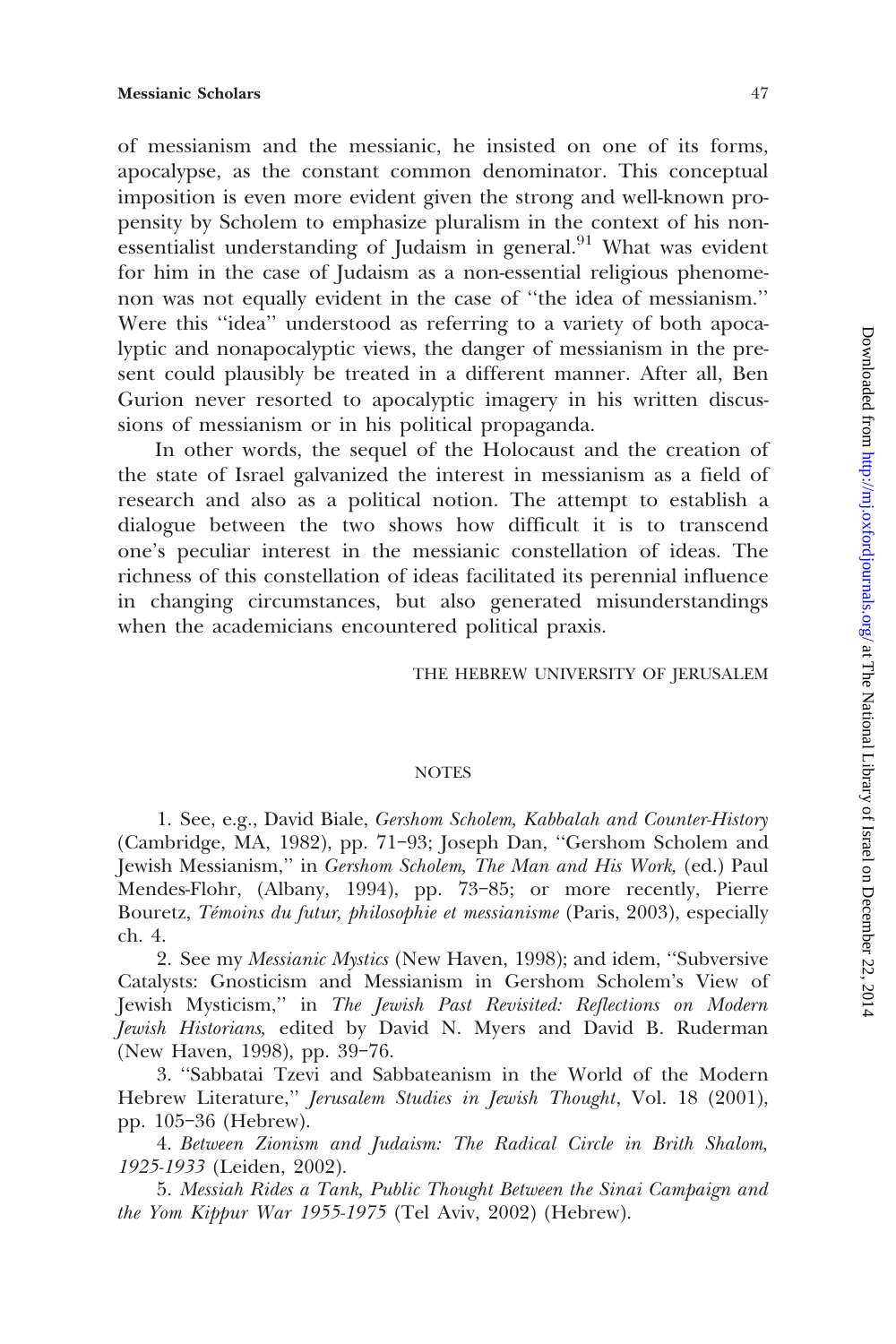of messianism and the messianic, he insisted on one of its forms, apocalypse, as the constant common denominator. This conceptual imposition is even more evident given the strong and well-known propensity by Scholem to emphasize pluralism in the context of his non-essentialist understanding of Judaism in general.[91] What was evident for him in the case of Judaism as a non-essential religious phenomenon was not equally evident in the case of "the idea of messianism." Were this "idea" understood as referring to a variety of both apocalyptic and nonapocalyptic views, the danger of messianism in the present could plausibly be treated in a different manner. After all, Ben Gurion never resorted to apocalyptic imagery in his written discussions of messianism or in his political propaganda.

In other words, the sequel of the Holocaust and the creation of the state of Israel galvanized the interest in messianism as a field of research and also as a political notion. The attempt to establish a dialogue between the two shows how difficult it is to transcend one's peculiar interest in the messianic constellation of ideas. The richness of this constellation of ideas facilitated its perennial influence in changing circumstances, but also generated misunderstandings when the academicians encountered political praxis.

THE HEBREW UNIVERSITY OF JERUSALEM

## NOTES

1. See, e.g., David Biale, *Gershom Scholem, Kabbalah and Counter-History* (Cambridge, MA, 1982), pp. 71–93; Joseph Dan, "Gershom Scholem and Jewish Messianism," in *Gershom Scholem, The Man and His Work,* (ed.) Paul Mendes-Flohr, (Albany, 1994), pp. 73–85; or more recently, Pierre Bouretz, *Témoins du futur, philosophie et messianisme* (Paris, 2003), especially ch. 4.

2. See my *Messianic Mystics* (New Haven, 1998); and idem, "Subversive Catalysts: Gnosticism and Messianism in Gershom Scholem's View of Jewish Mysticism," in *The Jewish Past Revisited: Reflections on Modern Jewish Historians,* edited by David N. Myers and David B. Ruderman (New Haven, 1998), pp. 39–76.

3. "Sabbatai Tzevi and Sabbateanism in the World of the Modern Hebrew Literature," *Jerusalem Studies in Jewish Thought*, Vol. 18 (2001), pp. 105–36 (Hebrew).

4. *Between Zionism and Judaism: The Radical Circle in Brith Shalom, 1925-1933* (Leiden, 2002).

5. *Messiah Rides a Tank, Public Thought Between the Sinai Campaign and the Yom Kippur War 1955-1975* (Tel Aviv, 2002) (Hebrew).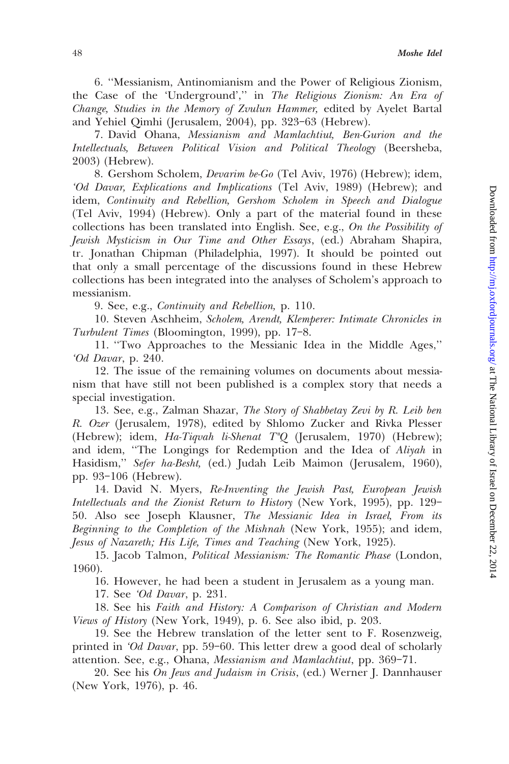6. "Messianism, Antinomianism and the Power of Religious Zionism, the Case of the 'Underground'," in *The Religious Zionism: An Era of Change, Studies in the Memory of Zvulun Hammer,* edited by Ayelet Bartal and Yehiel Qimhi (Jerusalem, 2004), pp. 323–63 (Hebrew).

7. David Ohana, *Messianism and Mamlachtiut, Ben-Gurion and the Intellectuals, Between Political Vision and Political Theology* (Beersheba, 2003) (Hebrew).

8. Gershom Scholem, *Devarim be-Go* (Tel Aviv, 1976) (Hebrew); idem, *'Od Davar, Explications and Implications* (Tel Aviv, 1989) (Hebrew); and idem, *Continuity and Rebellion, Gershom Scholem in Speech and Dialogue* (Tel Aviv, 1994) (Hebrew). Only a part of the material found in these collections has been translated into English. See, e.g., *On the Possibility of Jewish Mysticism in Our Time and Other Essays*, (ed.) Abraham Shapira, tr. Jonathan Chipman (Philadelphia, 1997). It should be pointed out that only a small percentage of the discussions found in these Hebrew collections has been integrated into the analyses of Scholem's approach to messianism.

9. See, e.g., *Continuity and Rebellion,* p. 110.

10. Steven Aschheim, *Scholem, Arendt, Klemperer: Intimate Chronicles in Turbulent Times* (Bloomington, 1999), pp. 17–8.

11. "Two Approaches to the Messianic Idea in the Middle Ages," *'Od Davar*, p. 240.

12. The issue of the remaining volumes on documents about messianism that have still not been published is a complex story that needs a special investigation.

13. See, e.g., Zalman Shazar, *The Story of Shabbetay Zevi by R. Leib ben R. Ozer* (Jerusalem, 1978), edited by Shlomo Zucker and Rivka Plesser (Hebrew); idem, *Ha-Tiqvah li-Shenat T"Q* (Jerusalem, 1970) (Hebrew); and idem, "The Longings for Redemption and the Idea of *Aliyah* in Hasidism," *Sefer ha-Besht,* (ed.) Judah Leib Maimon (Jerusalem, 1960), pp. 93–106 (Hebrew).

14. David N. Myers, *Re-Inventing the Jewish Past, European Jewish Intellectuals and the Zionist Return to History* (New York, 1995), pp. 129–50. Also see Joseph Klausner, *The Messianic Idea in Israel, From its Beginning to the Completion of the Mishnah* (New York, 1955); and idem, *Jesus of Nazareth; His Life, Times and Teaching* (New York, 1925).

15. Jacob Talmon, *Political Messianism: The Romantic Phase* (London, 1960).

16. However, he had been a student in Jerusalem as a young man.

17. See *'Od Davar*, p. 231.

18. See his *Faith and History: A Comparison of Christian and Modern Views of History* (New York, 1949), p. 6. See also ibid, p. 203.

19. See the Hebrew translation of the letter sent to F. Rosenzweig, printed in *'Od Davar*, pp. 59–60. This letter drew a good deal of scholarly attention. See, e.g., Ohana, *Messianism and Mamlachtiut*, pp. 369–71.

20. See his *On Jews and Judaism in Crisis*, (ed.) Werner J. Dannhauser (New York, 1976), p. 46.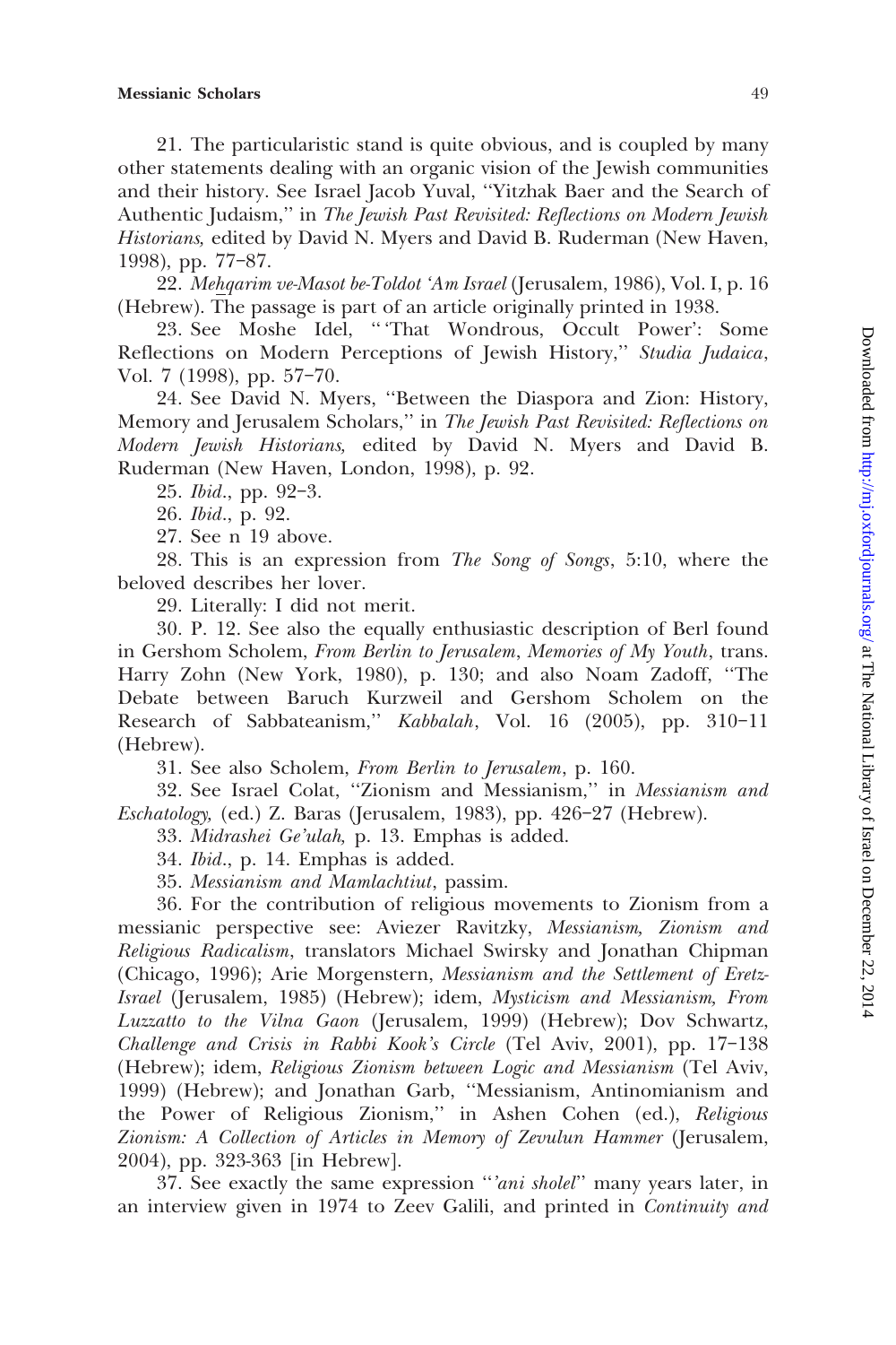21. The particularistic stand is quite obvious, and is coupled by many other statements dealing with an organic vision of the Jewish communities and their history. See Israel Jacob Yuval, ''Yitzhak Baer and the Search of Authentic Judaism,'' in *The Jewish Past Revisited: Reflections on Modern Jewish Historians,* edited by David N. Myers and David B. Ruderman (New Haven, 1998), pp. 77–87.

22. *Meḥqarim ve-Masot be-Toldot 'Am Israel* (Jerusalem, 1986), Vol. I, p. 16 (Hebrew). The passage is part of an article originally printed in 1938.

23. See Moshe Idel, '' 'That Wondrous, Occult Power': Some Reflections on Modern Perceptions of Jewish History,'' *Studia Judaica*, Vol. 7 (1998), pp. 57–70.

24. See David N. Myers, ''Between the Diaspora and Zion: History, Memory and Jerusalem Scholars,'' in *The Jewish Past Revisited: Reflections on Modern Jewish Historians,* edited by David N. Myers and David B. Ruderman (New Haven, London, 1998), p. 92.

25. *Ibid*., pp. 92–3.

26. *Ibid*., p. 92.

27. See n 19 above.

28. This is an expression from *The Song of Songs*, 5:10, where the beloved describes her lover.

29. Literally: I did not merit.

30. P. 12. See also the equally enthusiastic description of Berl found in Gershom Scholem, *From Berlin to Jerusalem, Memories of My Youth*, trans. Harry Zohn (New York, 1980), p. 130; and also Noam Zadoff, ''The Debate between Baruch Kurzweil and Gershom Scholem on the Research of Sabbateanism,'' *Kabbalah*, Vol. 16 (2005), pp. 310–11 (Hebrew).

31. See also Scholem, *From Berlin to Jerusalem*, p. 160.

32. See Israel Colat, ''Zionism and Messianism,'' in *Messianism and Eschatology,* (ed.) Z. Baras (Jerusalem, 1983), pp. 426–27 (Hebrew).

33. *Midrashei Ge'ulah,* p. 13. Emphas is added.

34. *Ibid*., p. 14. Emphas is added.

35. *Messianism and Mamlachtiut*, passim.

36. For the contribution of religious movements to Zionism from a messianic perspective see: Aviezer Ravitzky, *Messianism, Zionism and Religious Radicalism*, translators Michael Swirsky and Jonathan Chipman (Chicago, 1996); Arie Morgenstern, *Messianism and the Settlement of Eretz-Israel* (Jerusalem, 1985) (Hebrew); idem, *Mysticism and Messianism, From Luzzatto to the Vilna Gaon* (Jerusalem, 1999) (Hebrew); Dov Schwartz, *Challenge and Crisis in Rabbi Kook's Circle* (Tel Aviv, 2001), pp. 17–138 (Hebrew); idem, *Religious Zionism between Logic and Messianism* (Tel Aviv, 1999) (Hebrew); and Jonathan Garb, ''Messianism, Antinomianism and the Power of Religious Zionism,'' in Ashen Cohen (ed.), *Religious Zionism: A Collection of Articles in Memory of Zevulun Hammer* (Jerusalem, 2004), pp. 323-363 [in Hebrew].

37. See exactly the same expression '''*ani sholel*'' many years later, in an interview given in 1974 to Zeev Galili, and printed in *Continuity and*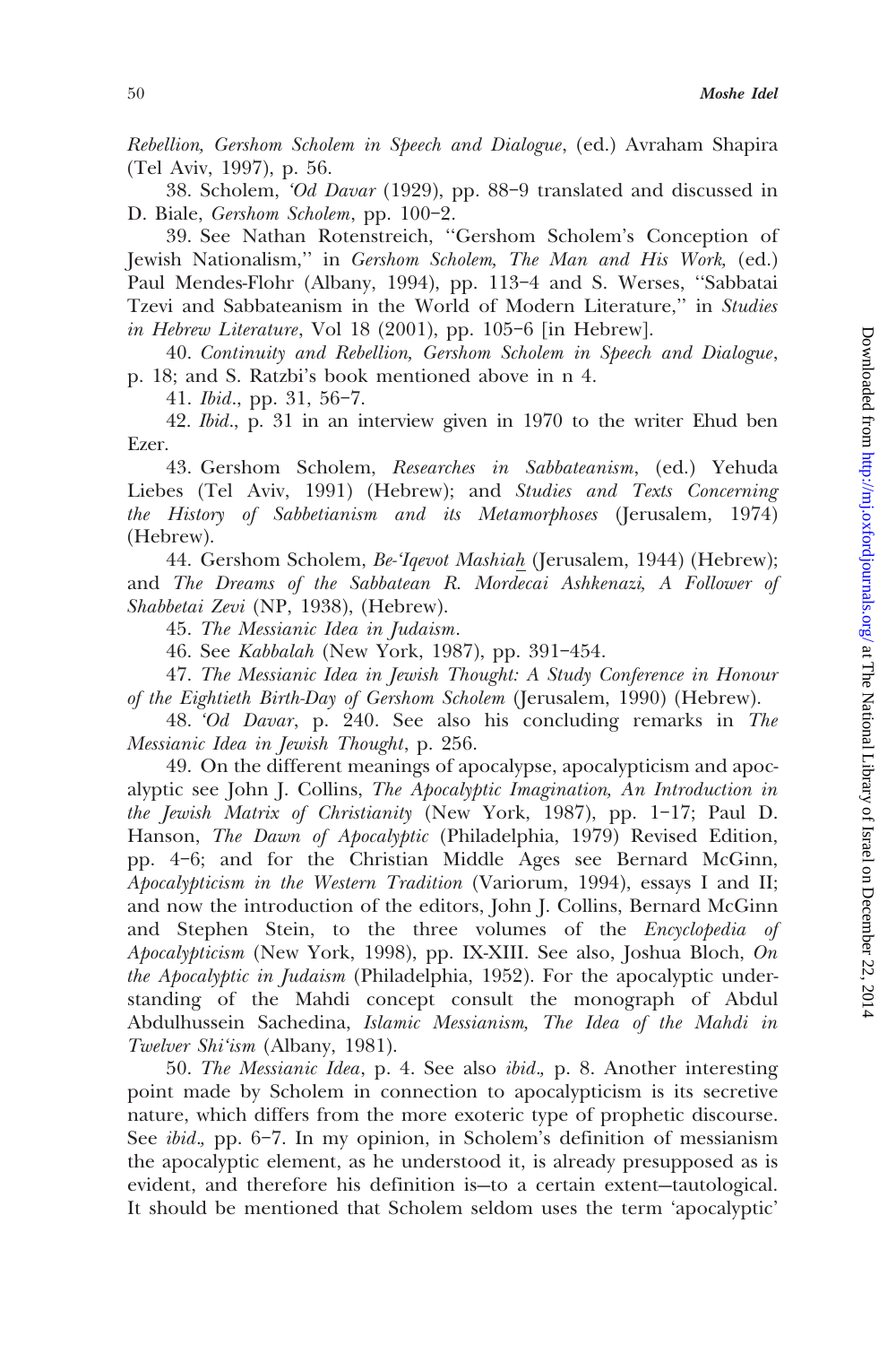*Rebellion, Gershom Scholem in Speech and Dialogue*, (ed.) Avraham Shapira (Tel Aviv, 1997), p. 56.

38. Scholem, *'Od Davar* (1929), pp. 88–9 translated and discussed in D. Biale, *Gershom Scholem*, pp. 100–2.

39. See Nathan Rotenstreich, ''Gershom Scholem's Conception of Jewish Nationalism,'' in *Gershom Scholem, The Man and His Work,* (ed.) Paul Mendes-Flohr (Albany, 1994), pp. 113–4 and S. Werses, ''Sabbatai Tzevi and Sabbateanism in the World of Modern Literature,'' in *Studies in Hebrew Literature*, Vol 18 (2001), pp. 105–6 [in Hebrew].

40. *Continuity and Rebellion, Gershom Scholem in Speech and Dialogue*, p. 18; and S. Ratzbi's book mentioned above in n 4.

41. *Ibid*., pp. 31, 56–7.

42. *Ibid*., p. 31 in an interview given in 1970 to the writer Ehud ben Ezer.

43. Gershom Scholem, *Researches in Sabbateanism*, (ed.) Yehuda Liebes (Tel Aviv, 1991) (Hebrew); and *Studies and Texts Concerning the History of Sabbetianism and its Metamorphoses* (Jerusalem, 1974) (Hebrew).

44. Gershom Scholem, *Be-'Iqevot Mashiaḥ* (Jerusalem, 1944) (Hebrew); and *The Dreams of the Sabbatean R. Mordecai Ashkenazi, A Follower of Shabbetai Zevi* (NP, 1938), (Hebrew).

45. *The Messianic Idea in Judaism*.

46. See *Kabbalah* (New York, 1987), pp. 391–454.

47. *The Messianic Idea in Jewish Thought: A Study Conference in Honour of the Eightieth Birth-Day of Gershom Scholem* (Jerusalem, 1990) (Hebrew).

48. *'Od Davar*, p. 240. See also his concluding remarks in *The Messianic Idea in Jewish Thought*, p. 256.

49. On the different meanings of apocalypse, apocalypticism and apocalyptic see John J. Collins, *The Apocalyptic Imagination, An Introduction in the Jewish Matrix of Christianity* (New York, 1987), pp. 1–17; Paul D. Hanson, *The Dawn of Apocalyptic* (Philadelphia, 1979) Revised Edition, pp. 4–6; and for the Christian Middle Ages see Bernard McGinn, *Apocalypticism in the Western Tradition* (Variorum, 1994), essays I and II; and now the introduction of the editors, John J. Collins, Bernard McGinn and Stephen Stein, to the three volumes of the *Encyclopedia of Apocalypticism* (New York, 1998), pp. IX-XIII. See also, Joshua Bloch, *On the Apocalyptic in Judaism* (Philadelphia, 1952). For the apocalyptic understanding of the Mahdi concept consult the monograph of Abdul Abdulhussein Sachedina, *Islamic Messianism, The Idea of the Mahdi in Twelver Shi'ism* (Albany, 1981).

50. *The Messianic Idea*, p. 4. See also *ibid*., p. 8. Another interesting point made by Scholem in connection to apocalypticism is its secretive nature, which differs from the more exoteric type of prophetic discourse. See *ibid*., pp. 6–7. In my opinion, in Scholem's definition of messianism the apocalyptic element, as he understood it, is already presupposed as is evident, and therefore his definition is—to a certain extent—tautological. It should be mentioned that Scholem seldom uses the term 'apocalyptic'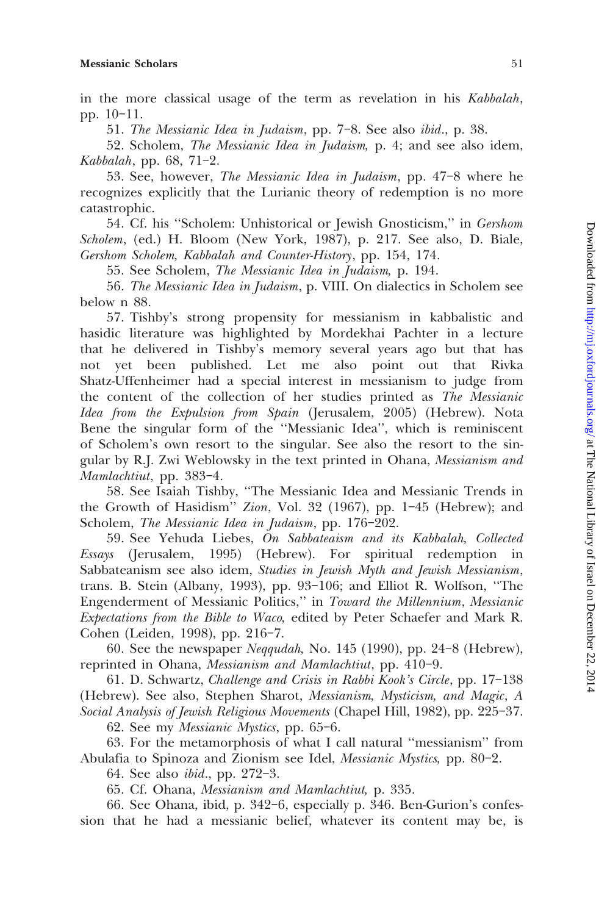in the more classical usage of the term as revelation in his *Kabbalah*, pp. 10–11.

51. *The Messianic Idea in Judaism*, pp. 7–8. See also *ibid*., p. 38.

52. Scholem, *The Messianic Idea in Judaism,* p. 4; and see also idem, *Kabbalah*, pp. 68, 71–2.

53. See, however, *The Messianic Idea in Judaism*, pp. 47–8 where he recognizes explicitly that the Lurianic theory of redemption is no more catastrophic.

54. Cf. his ''Scholem: Unhistorical or Jewish Gnosticism,'' in *Gershom Scholem*, (ed.) H. Bloom (New York, 1987), p. 217. See also, D. Biale, *Gershom Scholem, Kabbalah and Counter-History*, pp. 154, 174.

55. See Scholem, *The Messianic Idea in Judaism,* p. 194.

56. *The Messianic Idea in Judaism*, p. VIII. On dialectics in Scholem see below n 88.

57. Tishby's strong propensity for messianism in kabbalistic and hasidic literature was highlighted by Mordekhai Pachter in a lecture that he delivered in Tishby's memory several years ago but that has not yet been published. Let me also point out that Rivka Shatz-Uffenheimer had a special interest in messianism to judge from the content of the collection of her studies printed as *The Messianic Idea from the Expulsion from Spain* (Jerusalem, 2005) (Hebrew). Nota Bene the singular form of the ''Messianic Idea'', which is reminiscent of Scholem's own resort to the singular. See also the resort to the singular by R.J. Zwi Weblowsky in the text printed in Ohana, *Messianism and Mamlachtiut*, pp. 383–4.

58. See Isaiah Tishby, ''The Messianic Idea and Messianic Trends in the Growth of Hasidism'' *Zion*, Vol. 32 (1967), pp. 1–45 (Hebrew); and Scholem, *The Messianic Idea in Judaism*, pp. 176–202.

59. See Yehuda Liebes, *On Sabbateaism and its Kabbalah, Collected Essays* (Jerusalem, 1995) (Hebrew). For spiritual redemption in Sabbateanism see also idem, *Studies in Jewish Myth and Jewish Messianism*, trans. B. Stein (Albany, 1993), pp. 93–106; and Elliot R. Wolfson, ''The Engenderment of Messianic Politics,'' in *Toward the Millennium, Messianic Expectations from the Bible to Waco,* edited by Peter Schaefer and Mark R. Cohen (Leiden, 1998), pp. 216–7.

60. See the newspaper *Neqqudah,* No. 145 (1990), pp. 24–8 (Hebrew), reprinted in Ohana, *Messianism and Mamlachtiut*, pp. 410–9.

61. D. Schwartz, *Challenge and Crisis in Rabbi Kook's Circle*, pp. 17–138 (Hebrew). See also, Stephen Sharot, *Messianism, Mysticism, and Magic, A Social Analysis of Jewish Religious Movements* (Chapel Hill, 1982), pp. 225–37.

62. See my *Messianic Mystics*, pp. 65–6.

63. For the metamorphosis of what I call natural ''messianism'' from Abulafia to Spinoza and Zionism see Idel, *Messianic Mystics,* pp. 80–2.

64. See also *ibid*., pp. 272–3.

65. Cf. Ohana, *Messianism and Mamlachtiut,* p. 335.

66. See Ohana, ibid, p. 342–6, especially p. 346. Ben-Gurion's confession that he had a messianic belief, whatever its content may be, is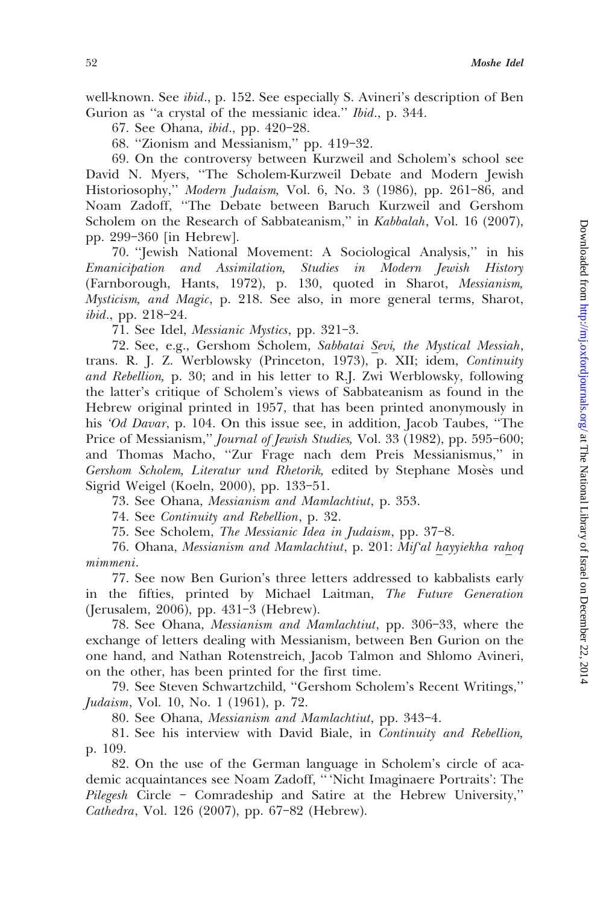well-known. See *ibid.*, p. 152. See especially S. Avineri's description of Ben Gurion as "a crystal of the messianic idea." *Ibid.*, p. 344.

67. See Ohana, *ibid.*, pp. 420–28.

68. "Zionism and Messianism," pp. 419–32.

69. On the controversy between Kurzweil and Scholem's school see David N. Myers, "The Scholem-Kurzweil Debate and Modern Jewish Historiosophy," *Modern Judaism*, Vol. 6, No. 3 (1986), pp. 261–86, and Noam Zadoff, "The Debate between Baruch Kurzweil and Gershom Scholem on the Research of Sabbateanism," in *Kabbalah*, Vol. 16 (2007), pp. 299–360 [in Hebrew].

70. "Jewish National Movement: A Sociological Analysis," in his *Emanicipation and Assimilation, Studies in Modern Jewish History* (Farnborough, Hants, 1972), p. 130, quoted in Sharot, *Messianism, Mysticism, and Magic*, p. 218. See also, in more general terms, Sharot, *ibid.*, pp. 218–24.

71. See Idel, *Messianic Mystics*, pp. 321–3.

72. See, e.g., Gershom Scholem, *Sabbatai Ṣevi, the Mystical Messiah*, trans. R. J. Z. Werblowsky (Princeton, 1973), p. XII; idem, *Continuity and Rebellion*, p. 30; and in his letter to R.J. Zwi Werblowsky, following the latter's critique of Scholem's views of Sabbateanism as found in the Hebrew original printed in 1957, that has been printed anonymously in his *'Od Davar*, p. 104. On this issue see, in addition, Jacob Taubes, "The Price of Messianism," *Journal of Jewish Studies*, Vol. 33 (1982), pp. 595–600; and Thomas Macho, "Zur Frage nach dem Preis Messianismus," in *Gershom Scholem, Literatur und Rhetorik*, edited by Stephane Mosès und Sigrid Weigel (Koeln, 2000), pp. 133–51.

73. See Ohana, *Messianism and Mamlachtiut*, p. 353.

74. See *Continuity and Rebellion*, p. 32.

75. See Scholem, *The Messianic Idea in Judaism*, pp. 37–8.

76. Ohana, *Messianism and Mamlachtiut*, p. 201: *Mif'al ḥayyiekha raḥoq mimmeni*.

77. See now Ben Gurion's three letters addressed to kabbalists early in the fifties, printed by Michael Laitman, *The Future Generation* (Jerusalem, 2006), pp. 431–3 (Hebrew).

78. See Ohana, *Messianism and Mamlachtiut*, pp. 306–33, where the exchange of letters dealing with Messianism, between Ben Gurion on the one hand, and Nathan Rotenstreich, Jacob Talmon and Shlomo Avineri, on the other, has been printed for the first time.

79. See Steven Schwartzchild, "Gershom Scholem's Recent Writings," *Judaism*, Vol. 10, No. 1 (1961), p. 72.

80. See Ohana, *Messianism and Mamlachtiut*, pp. 343–4.

81. See his interview with David Biale, in *Continuity and Rebellion*, p. 109.

82. On the use of the German language in Scholem's circle of academic acquaintances see Noam Zadoff, "'Nicht Imaginaere Portraits': The *Pilegesh* Circle – Comradeship and Satire at the Hebrew University," *Cathedra*, Vol. 126 (2007), pp. 67–82 (Hebrew).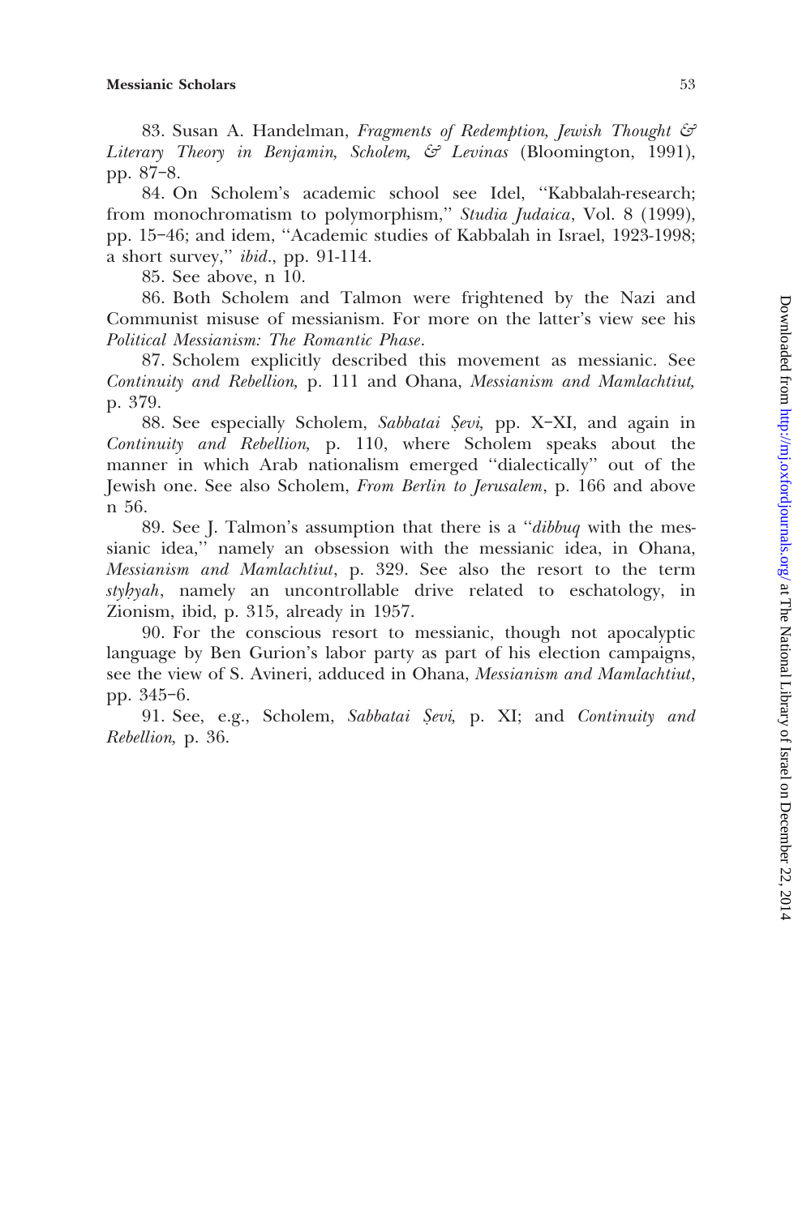83. Susan A. Handelman, *Fragments of Redemption, Jewish Thought & Literary Theory in Benjamin, Scholem, & Levinas* (Bloomington, 1991), pp. 87–8.

84. On Scholem's academic school see Idel, ''Kabbalah-research; from monochromatism to polymorphism,'' *Studia Judaica*, Vol. 8 (1999), pp. 15–46; and idem, ''Academic studies of Kabbalah in Israel, 1923-1998; a short survey,'' *ibid*., pp. 91-114.

85. See above, n 10.

86. Both Scholem and Talmon were frightened by the Nazi and Communist misuse of messianism. For more on the latter's view see his *Political Messianism: The Romantic Phase*.

87. Scholem explicitly described this movement as messianic. See *Continuity and Rebellion,* p. 111 and Ohana, *Messianism and Mamlachtiut,* p. 379.

88. See especially Scholem, *Sabbatai Ṣevi,* pp. X–XI, and again in *Continuity and Rebellion,* p. 110, where Scholem speaks about the manner in which Arab nationalism emerged ''dialectically'' out of the Jewish one. See also Scholem, *From Berlin to Jerusalem*, p. 166 and above n 56.

89. See J. Talmon's assumption that there is a ''*dibbuq* with the messianic idea,'' namely an obsession with the messianic idea, in Ohana, *Messianism and Mamlachtiut*, p. 329. See also the resort to the term *styḥyah*, namely an uncontrollable drive related to eschatology, in Zionism, ibid, p. 315, already in 1957.

90. For the conscious resort to messianic, though not apocalyptic language by Ben Gurion's labor party as part of his election campaigns, see the view of S. Avineri, adduced in Ohana, *Messianism and Mamlachtiut*, pp. 345–6.

91. See, e.g., Scholem, *Sabbatai Ṣevi,* p. XI; and *Continuity and Rebellion,* p. 36.